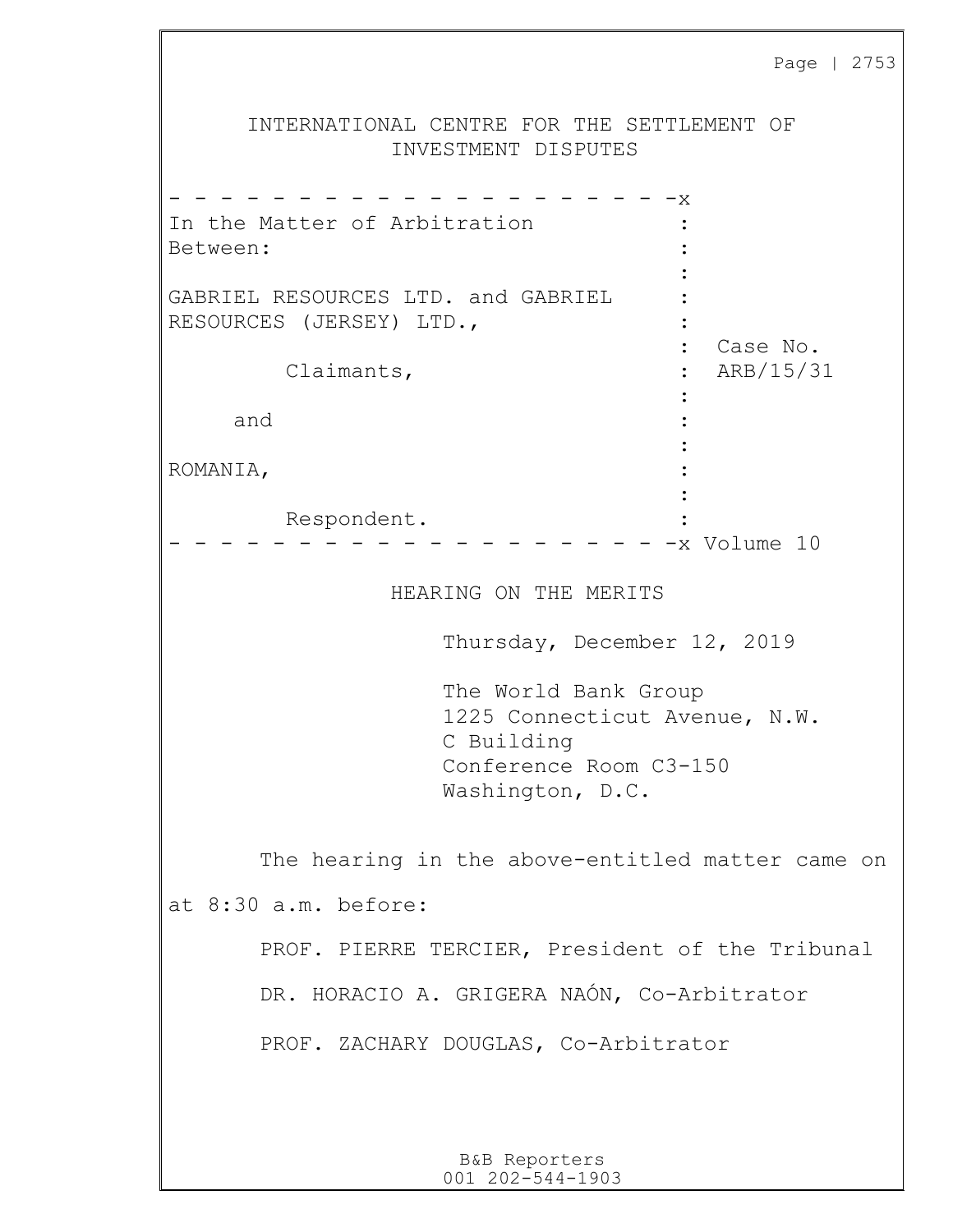# INTERNATIONAL CENTRE FOR THE SETTLEMENT OF INVESTMENT DISPUTES

In the Matter of Arbitration Between:

GABRIEL RESOURCES LTD. and GABRIEL RESOURCES (JERSEY) LTD.,

Claimants,

and

ROMANIA,

Respondent.

Case No. ARB/15/31

Volume 10

## HEARING ON THE MERITS

Thursday, December 12, 2019

The World Bank Group
1225 Connecticut Avenue, N.W.
C Building
Conference Room C3-150
Washington, D.C.

The hearing in the above-entitled matter came on at 8:30 a.m. before:

PROF. PIERRE TERCIER, President of the Tribunal

DR. HORACIO A. GRIGERA NAÓN, Co-Arbitrator

PROF. ZACHARY DOUGLAS, Co-Arbitrator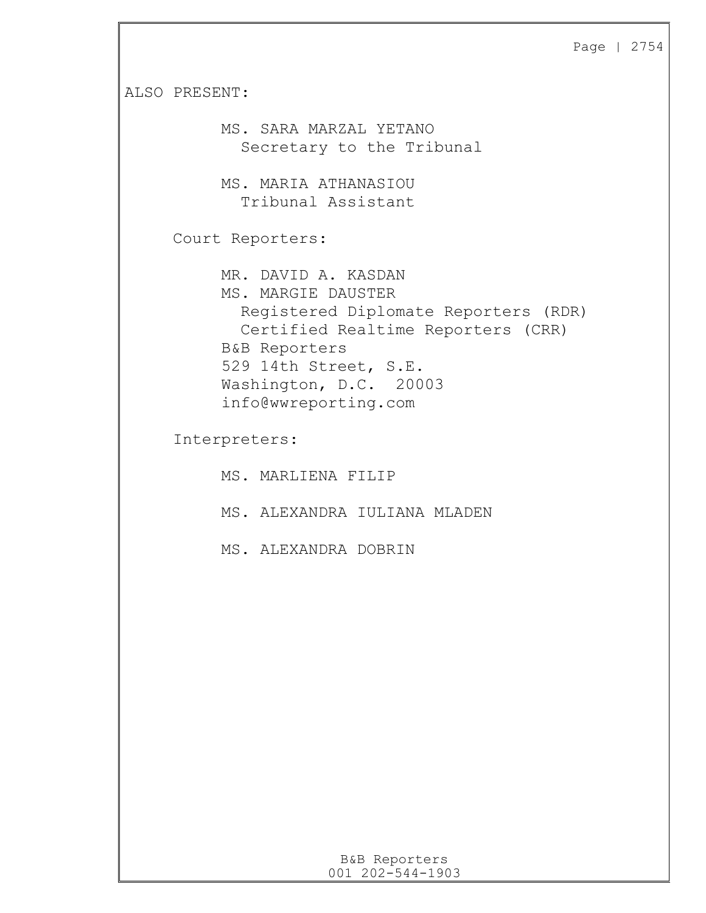ALSO PRESENT:

MS. SARA MARZAL YETANO
Secretary to the Tribunal

MS. MARIA ATHANASIOU
Tribunal Assistant

Court Reporters:

MR. DAVID A. KASDAN
MS. MARGIE DAUSTER
Registered Diplomate Reporters (RDR)
Certified Realtime Reporters (CRR)
B&B Reporters
529 14th Street, S.E.
Washington, D.C. 20003
info@wwreporting.com

Interpreters:

MS. MARLIENA FILIP

MS. ALEXANDRA IULIANA MLADEN

MS. ALEXANDRA DOBRIN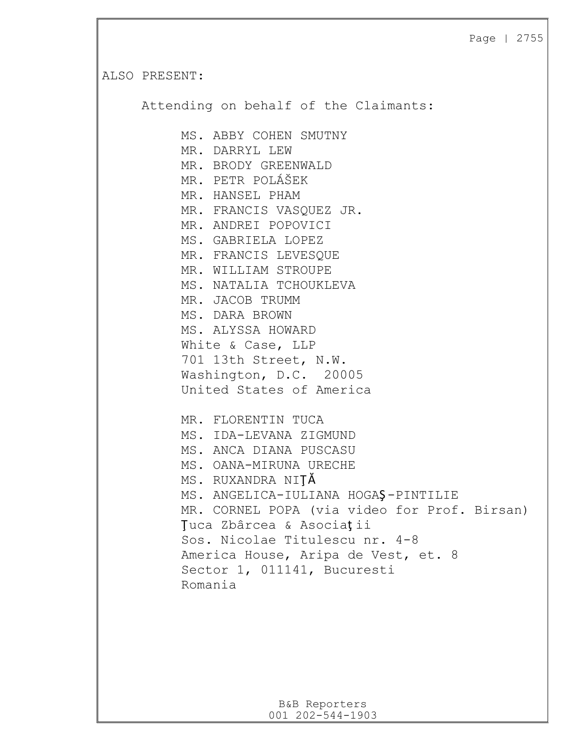ALSO PRESENT:

Attending on behalf of the Claimants:

MS. ABBY COHEN SMUTNY
MR. DARRYL LEW
MR. BRODY GREENWALD
MR. PETR POLÁŠEK
MR. HANSEL PHAM
MR. FRANCIS VASQUEZ JR.
MR. ANDREI POPOVICI
MS. GABRIELA LOPEZ
MR. FRANCIS LEVESQUE
MR. WILLIAM STROUPE
MS. NATALIA TCHOUKLEVA
MR. JACOB TRUMM
MS. DARA BROWN
MS. ALYSSA HOWARD
White & Case, LLP
701 13th Street, N.W.
Washington, D.C. 20005
United States of America

MR. FLORENTIN TUCA
MS. IDA-LEVANA ZIGMUND
MS. ANCA DIANA PUSCASU
MS. OANA-MIRUNA URECHE
MS. RUXANDRA NIŢĂ
MS. ANGELICA-IULIANA HOGAŞ-PINTILIE
MR. CORNEL POPA (via video for Prof. Birsan)
Ţuca Zbârcea & Asociaţii
Sos. Nicolae Titulescu nr. 4-8
America House, Aripa de Vest, et. 8
Sector 1, 011141, Bucuresti
Romania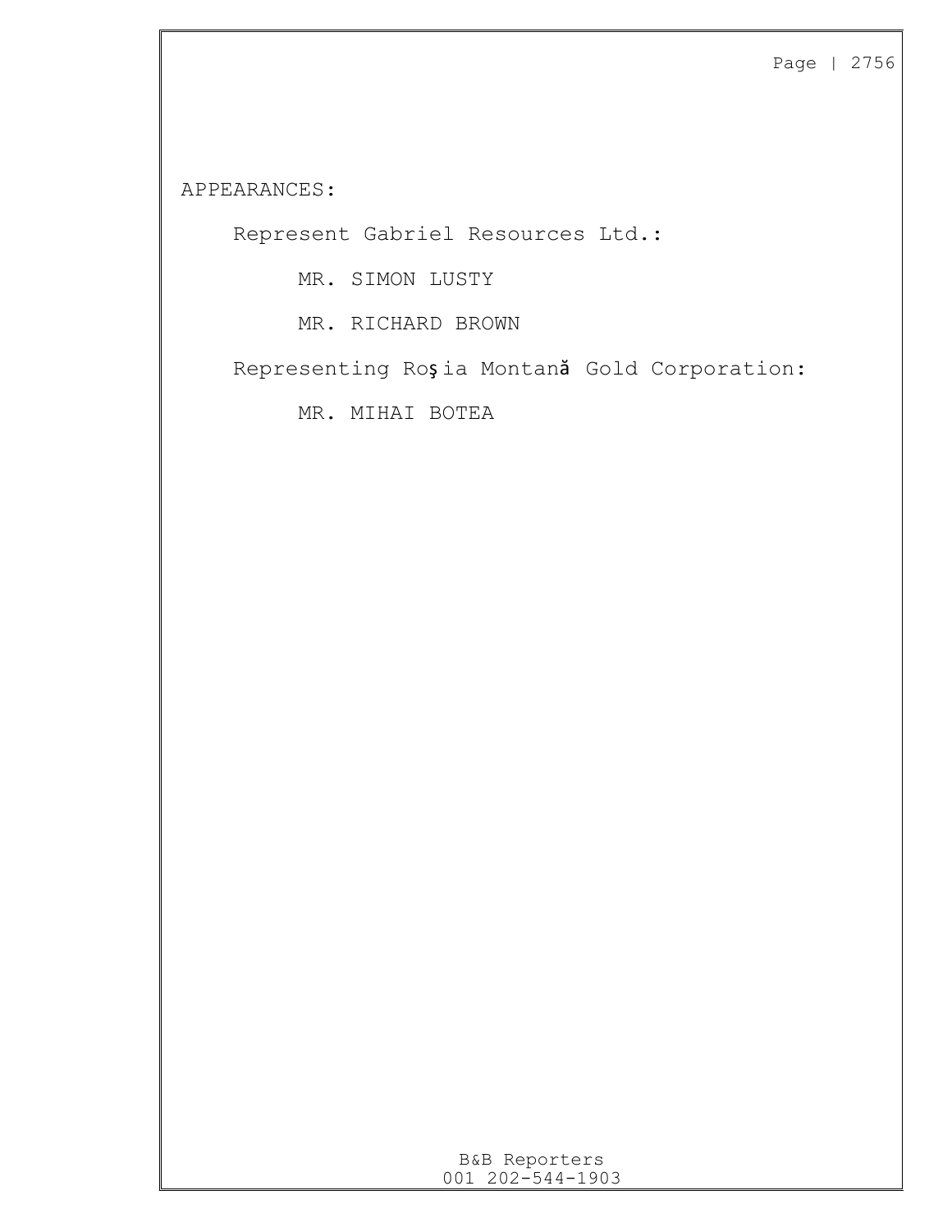APPEARANCES:

Represent Gabriel Resources Ltd.:

MR. SIMON LUSTY

MR. RICHARD BROWN

Representing Roşia Montană Gold Corporation:

MR. MIHAI BOTEA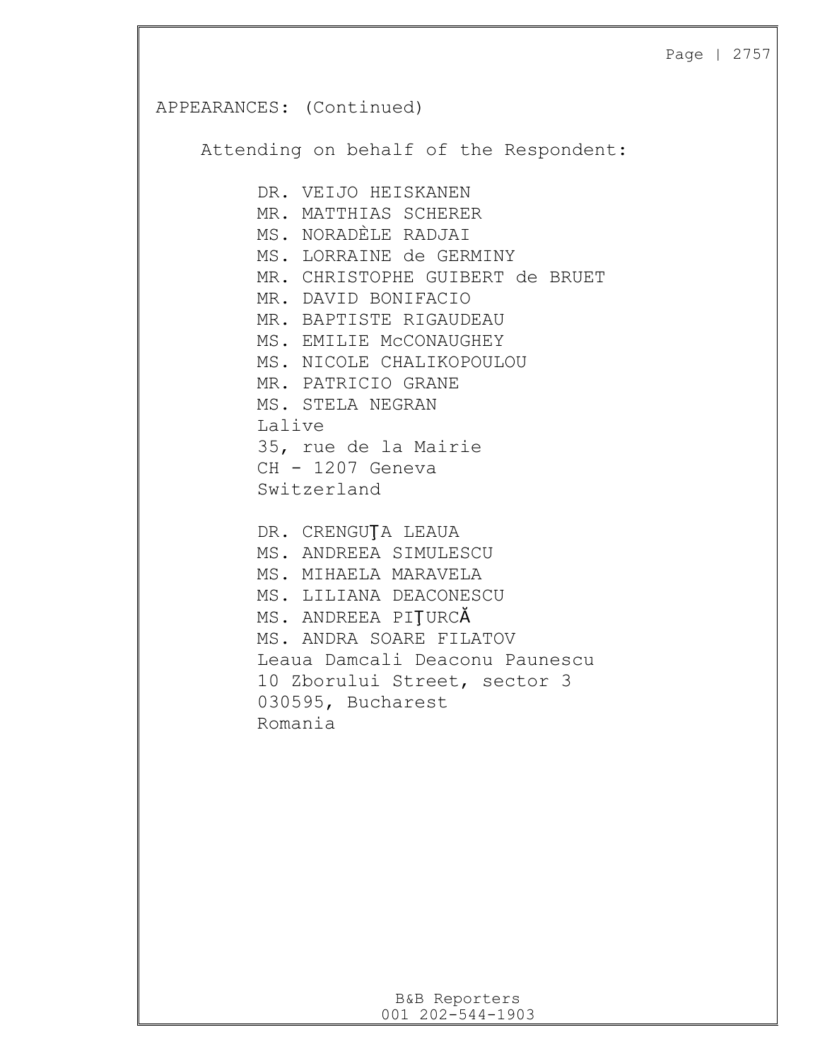APPEARANCES: (Continued)

Attending on behalf of the Respondent:

DR. VEIJO HEISKANEN
MR. MATTHIAS SCHERER
MS. NORADÈLE RADJAI
MS. LORRAINE de GERMINY
MR. CHRISTOPHE GUIBERT de BRUET
MR. DAVID BONIFACIO
MR. BAPTISTE RIGAUDEAU
MS. EMILIE McCONAUGHEY
MS. NICOLE CHALIKOPOULOU
MR. PATRICIO GRANE
MS. STELA NEGRAN
Lalive
35, rue de la Mairie
CH - 1207 Geneva
Switzerland

DR. CRENGUŢA LEAUA
MS. ANDREEA SIMULESCU
MS. MIHAELA MARAVELA
MS. LILIANA DEACONESCU
MS. ANDREEA PIŢURCĂ
MS. ANDRA SOARE FILATOV
Leaua Damcali Deaconu Paunescu
10 Zborului Street, sector 3
030595, Bucharest
Romania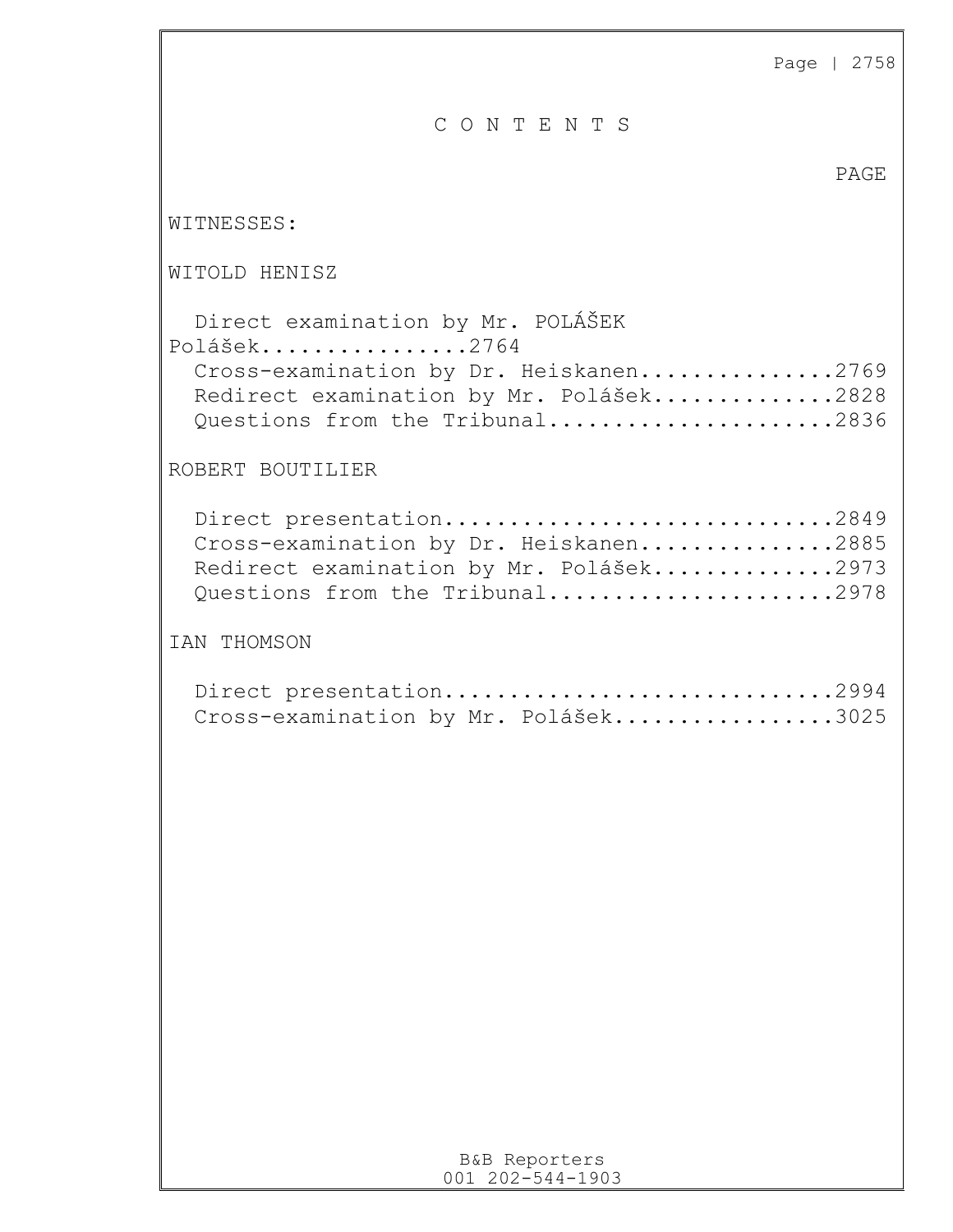# C O N T E N T S

PAGE

WITNESSES:

WITOLD HENISZ

Direct examination by Mr. POLÁŠEK Polášek................2764
Cross-examination by Dr. Heiskanen...............2769
Redirect examination by Mr. Polášek..............2828
Questions from the Tribunal......................2836

ROBERT BOUTILIER

Direct presentation..............................2849
Cross-examination by Dr. Heiskanen...............2885
Redirect examination by Mr. Polášek..............2973
Questions from the Tribunal......................2978

IAN THOMSON

Direct presentation..............................2994
Cross-examination by Mr. Polášek.................3025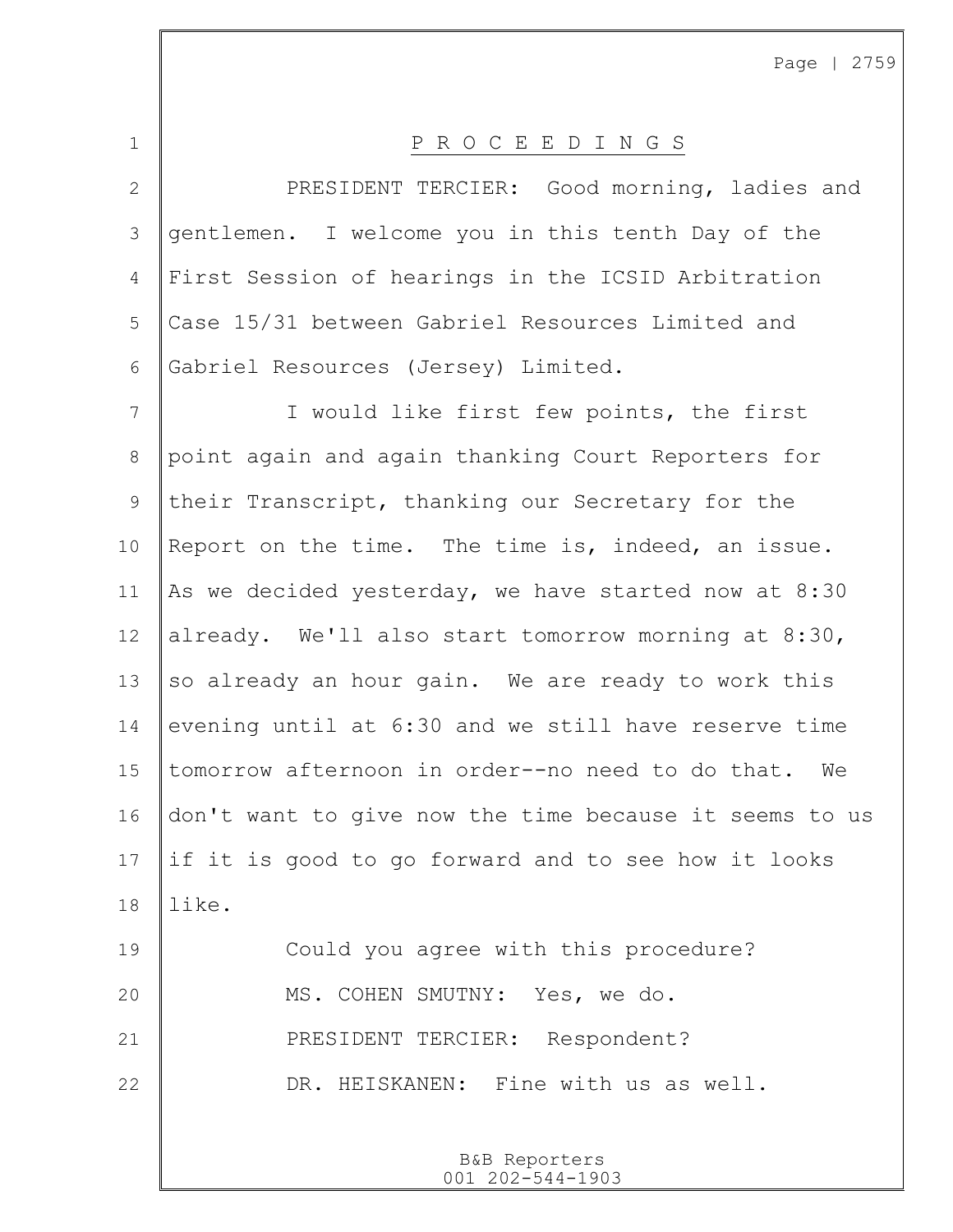P R O C E E D I N G S

PRESIDENT TERCIER: Good morning, ladies and gentlemen. I welcome you in this tenth Day of the First Session of hearings in the ICSID Arbitration Case 15/31 between Gabriel Resources Limited and Gabriel Resources (Jersey) Limited.

I would like first few points, the first point again and again thanking Court Reporters for their Transcript, thanking our Secretary for the Report on the time. The time is, indeed, an issue. As we decided yesterday, we have started now at 8:30 already. We'll also start tomorrow morning at 8:30, so already an hour gain. We are ready to work this evening until at 6:30 and we still have reserve time tomorrow afternoon in order--no need to do that. We don't want to give now the time because it seems to us if it is good to go forward and to see how it looks like.

Could you agree with this procedure?

MS. COHEN SMUTNY: Yes, we do.

PRESIDENT TERCIER: Respondent?

DR. HEISKANEN: Fine with us as well.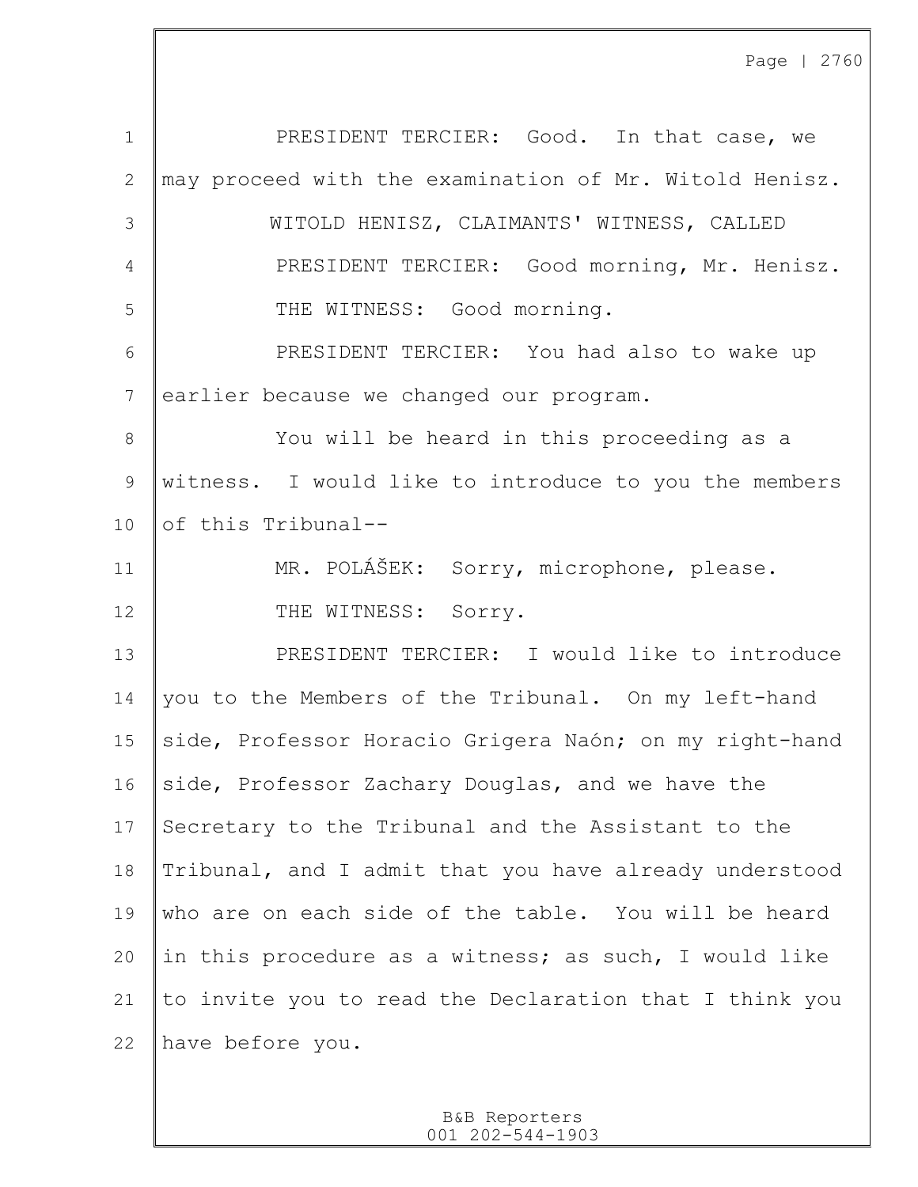PRESIDENT TERCIER: Good. In that case, we may proceed with the examination of Mr. Witold Henisz.

WITOLD HENISZ, CLAIMANTS' WITNESS, CALLED

PRESIDENT TERCIER: Good morning, Mr. Henisz.

THE WITNESS: Good morning.

PRESIDENT TERCIER: You had also to wake up earlier because we changed our program.

You will be heard in this proceeding as a witness. I would like to introduce to you the members of this Tribunal--

MR. POLÁŠEK: Sorry, microphone, please.

THE WITNESS: Sorry.

PRESIDENT TERCIER: I would like to introduce you to the Members of the Tribunal. On my left-hand side, Professor Horacio Grigera Naón; on my right-hand side, Professor Zachary Douglas, and we have the Secretary to the Tribunal and the Assistant to the Tribunal, and I admit that you have already understood who are on each side of the table. You will be heard in this procedure as a witness; as such, I would like to invite you to read the Declaration that I think you have before you.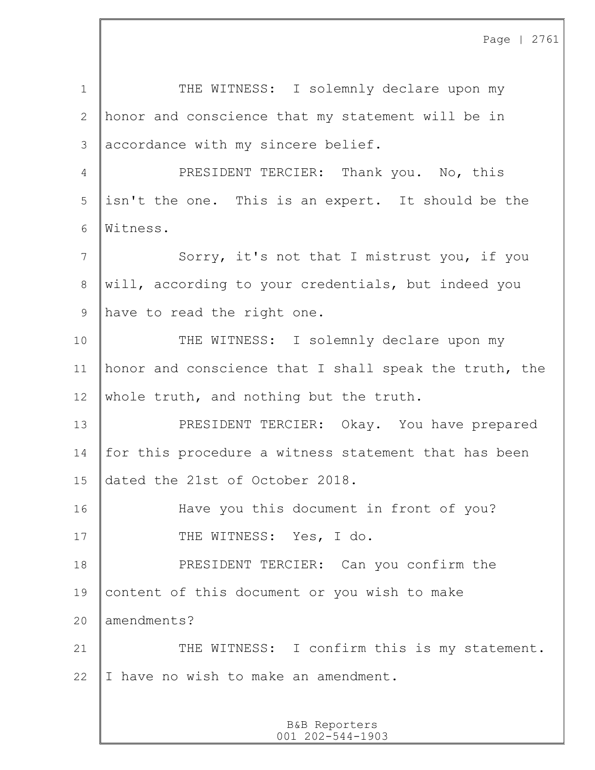THE WITNESS: I solemnly declare upon my honor and conscience that my statement will be in accordance with my sincere belief.

PRESIDENT TERCIER: Thank you. No, this isn't the one. This is an expert. It should be the Witness.

Sorry, it's not that I mistrust you, if you will, according to your credentials, but indeed you have to read the right one.

THE WITNESS: I solemnly declare upon my honor and conscience that I shall speak the truth, the whole truth, and nothing but the truth.

PRESIDENT TERCIER: Okay. You have prepared for this procedure a witness statement that has been dated the 21st of October 2018.

Have you this document in front of you?

THE WITNESS: Yes, I do.

PRESIDENT TERCIER: Can you confirm the content of this document or you wish to make amendments?

THE WITNESS: I confirm this is my statement. I have no wish to make an amendment.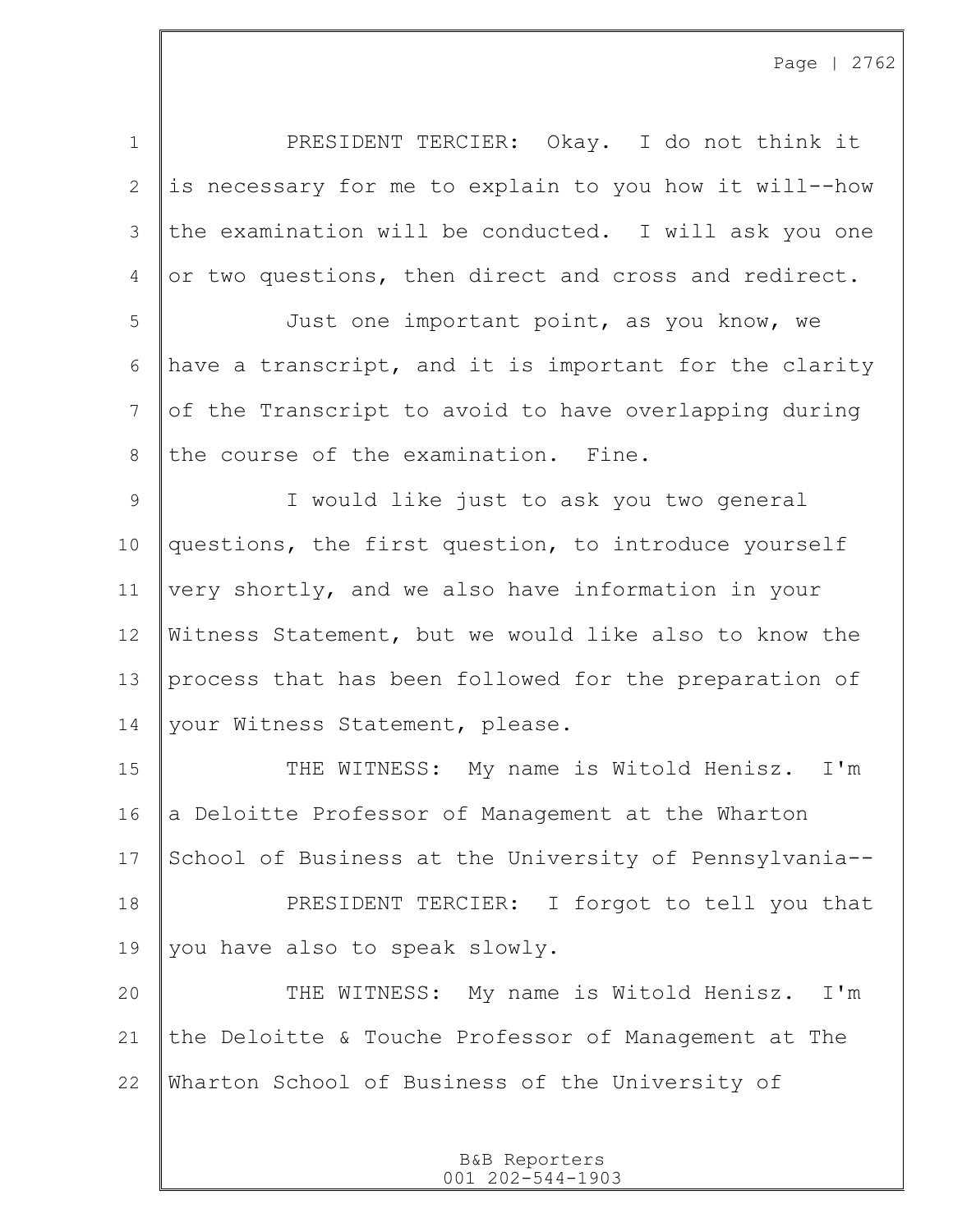PRESIDENT TERCIER: Okay. I do not think it is necessary for me to explain to you how it will--how the examination will be conducted. I will ask you one or two questions, then direct and cross and redirect.

Just one important point, as you know, we have a transcript, and it is important for the clarity of the Transcript to avoid to have overlapping during the course of the examination. Fine.

I would like just to ask you two general questions, the first question, to introduce yourself very shortly, and we also have information in your Witness Statement, but we would like also to know the process that has been followed for the preparation of your Witness Statement, please.

THE WITNESS: My name is Witold Henisz. I'm a Deloitte Professor of Management at the Wharton School of Business at the University of Pennsylvania--

PRESIDENT TERCIER: I forgot to tell you that you have also to speak slowly.

THE WITNESS: My name is Witold Henisz. I'm the Deloitte & Touche Professor of Management at The Wharton School of Business of the University of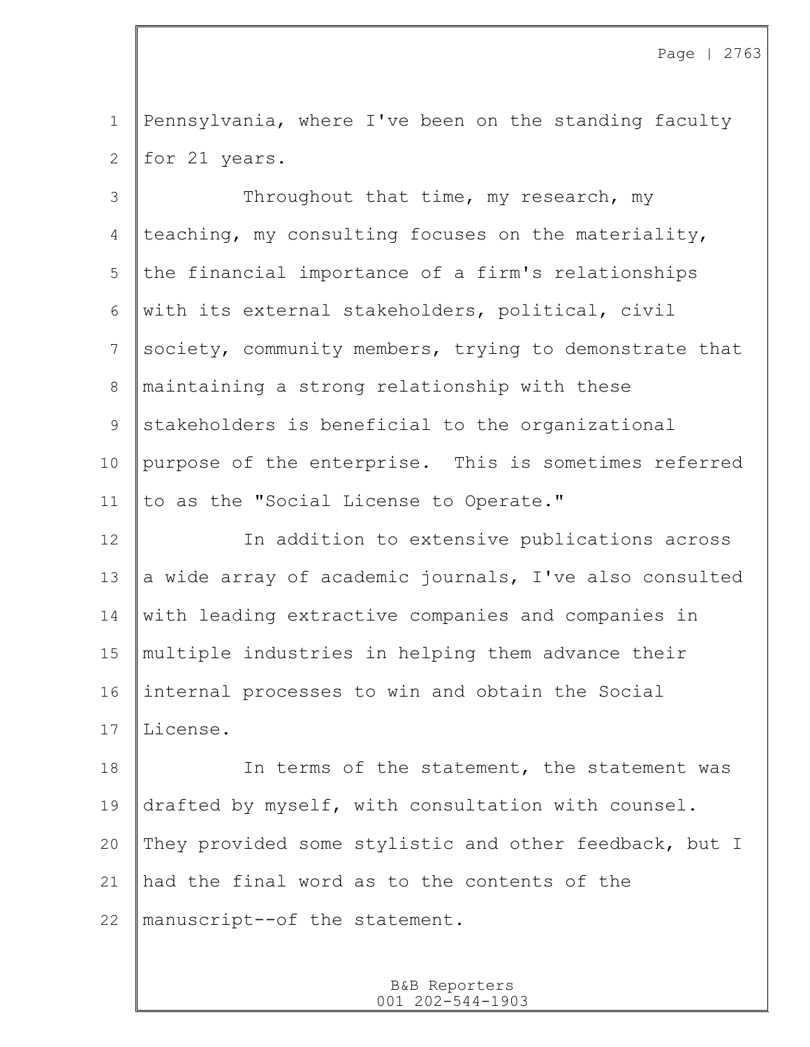Pennsylvania, where I've been on the standing faculty for 21 years.

Throughout that time, my research, my teaching, my consulting focuses on the materiality, the financial importance of a firm's relationships with its external stakeholders, political, civil society, community members, trying to demonstrate that maintaining a strong relationship with these stakeholders is beneficial to the organizational purpose of the enterprise. This is sometimes referred to as the "Social License to Operate."

In addition to extensive publications across a wide array of academic journals, I've also consulted with leading extractive companies and companies in multiple industries in helping them advance their internal processes to win and obtain the Social License.

In terms of the statement, the statement was drafted by myself, with consultation with counsel. They provided some stylistic and other feedback, but I had the final word as to the contents of the manuscript--of the statement.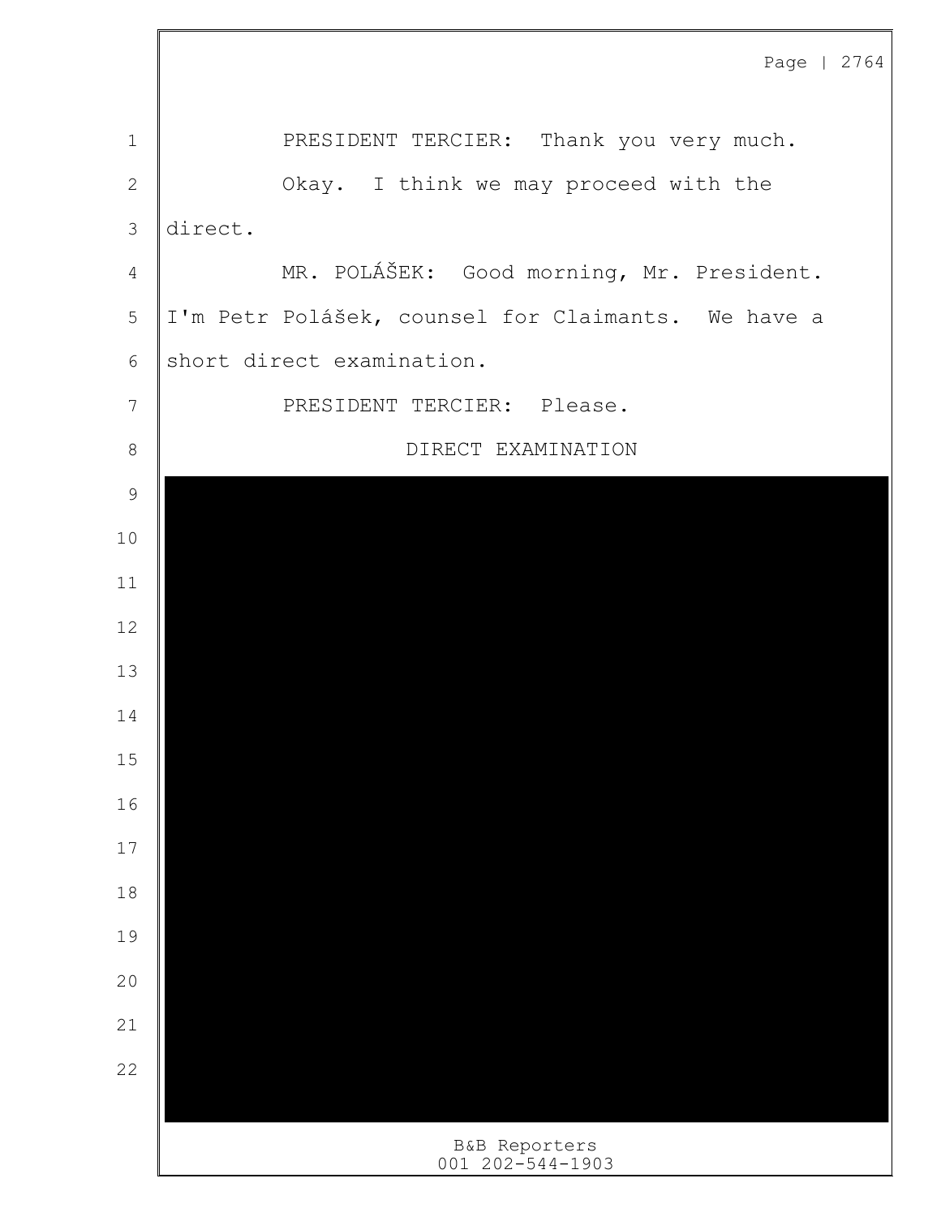PRESIDENT TERCIER: Thank you very much.

Okay. I think we may proceed with the direct.

MR. POLÁŠEK: Good morning, Mr. President. I'm Petr Polášek, counsel for Claimants. We have a short direct examination.

PRESIDENT TERCIER: Please.

DIRECT EXAMINATION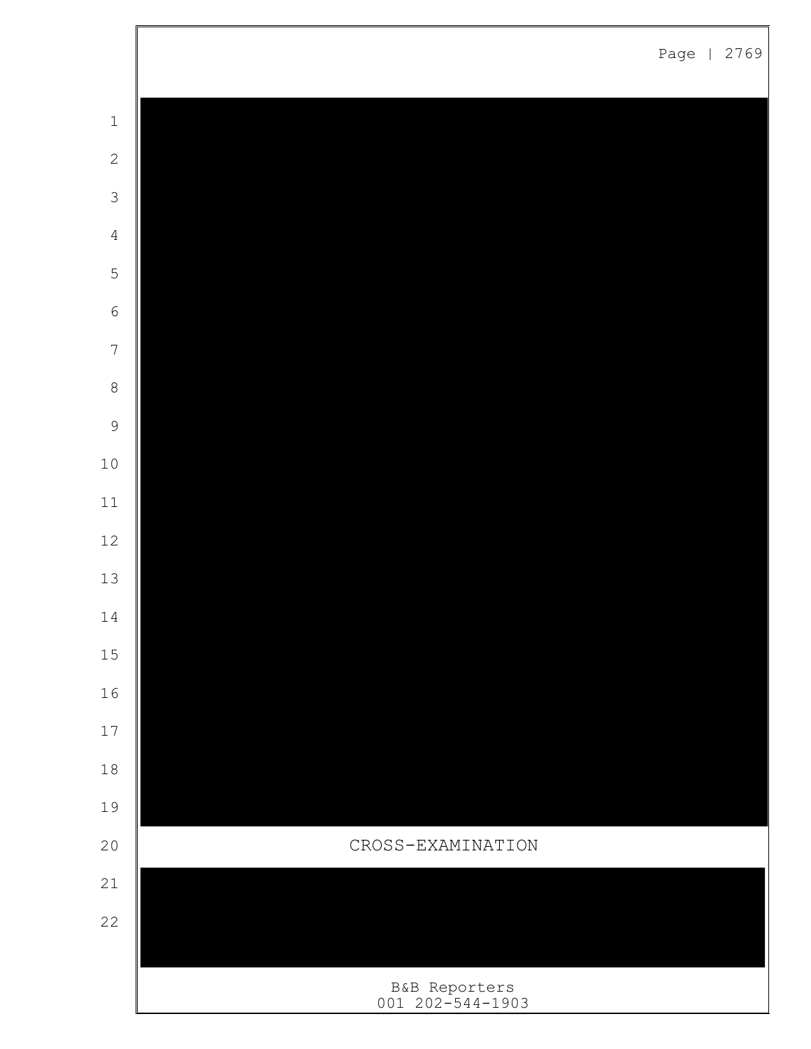CROSS-EXAMINATION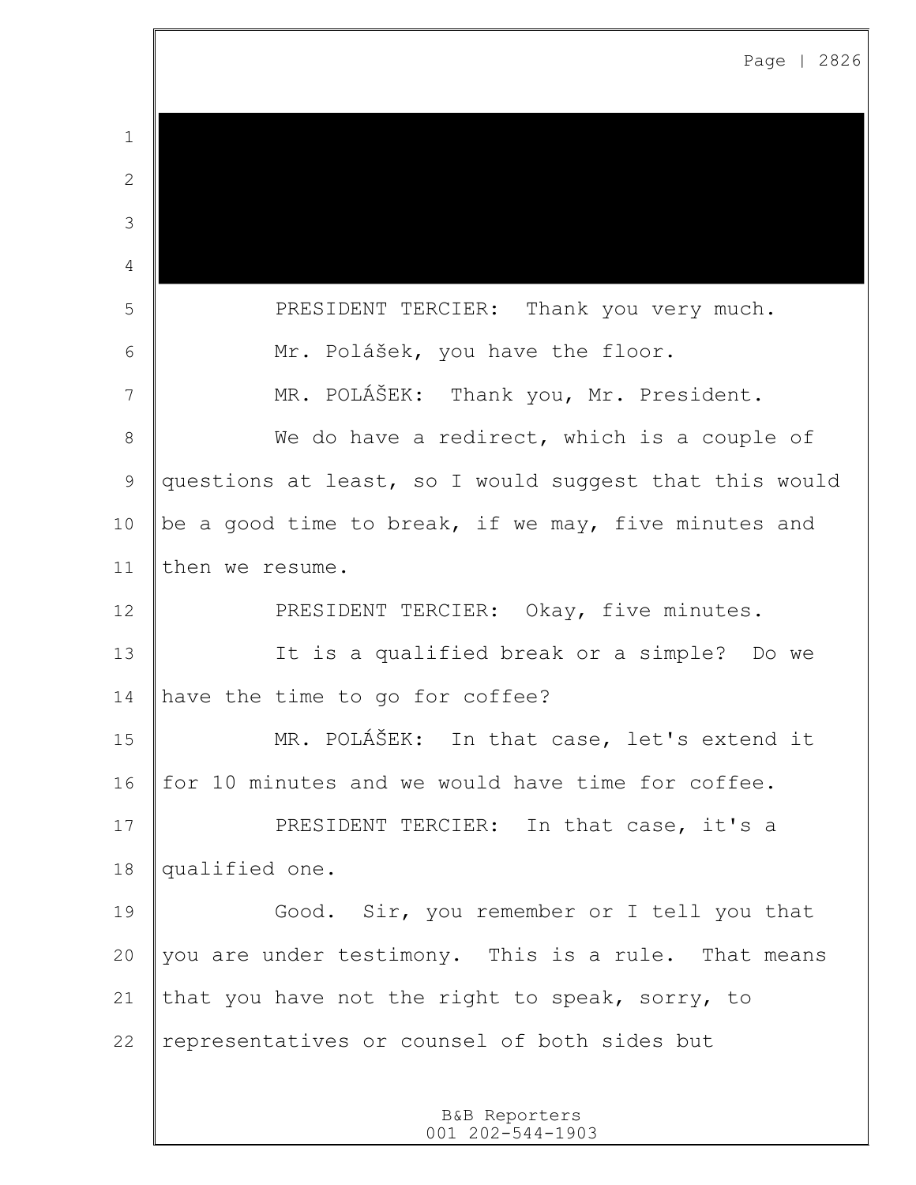PRESIDENT TERCIER: Thank you very much.

Mr. Polášek, you have the floor.

MR. POLÁŠEK: Thank you, Mr. President.

We do have a redirect, which is a couple of questions at least, so I would suggest that this would be a good time to break, if we may, five minutes and then we resume.

PRESIDENT TERCIER: Okay, five minutes.

It is a qualified break or a simple? Do we have the time to go for coffee?

MR. POLÁŠEK: In that case, let's extend it for 10 minutes and we would have time for coffee.

PRESIDENT TERCIER: In that case, it's a qualified one.

Good. Sir, you remember or I tell you that you are under testimony. This is a rule. That means that you have not the right to speak, sorry, to representatives or counsel of both sides but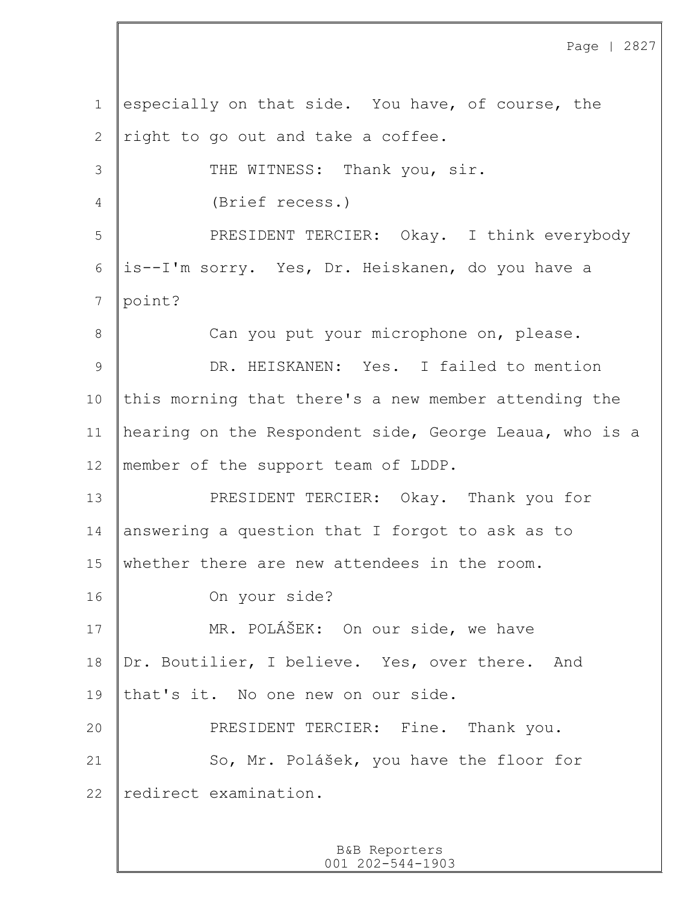especially on that side. You have, of course, the right to go out and take a coffee.

THE WITNESS: Thank you, sir.

(Brief recess.)

PRESIDENT TERCIER: Okay. I think everybody is--I'm sorry. Yes, Dr. Heiskanen, do you have a point?

Can you put your microphone on, please.

DR. HEISKANEN: Yes. I failed to mention this morning that there's a new member attending the hearing on the Respondent side, George Leaua, who is a member of the support team of LDDP.

PRESIDENT TERCIER: Okay. Thank you for answering a question that I forgot to ask as to whether there are new attendees in the room.

On your side?

MR. POLÁŠEK: On our side, we have Dr. Boutilier, I believe. Yes, over there. And that's it. No one new on our side.

PRESIDENT TERCIER: Fine. Thank you.

So, Mr. Polášek, you have the floor for redirect examination.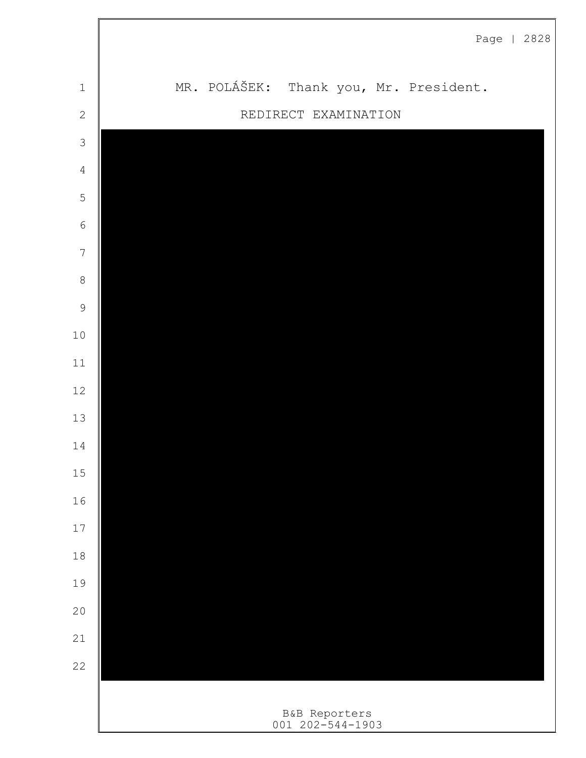MR. POLÁŠEK: Thank you, Mr. President.

REDIRECT EXAMINATION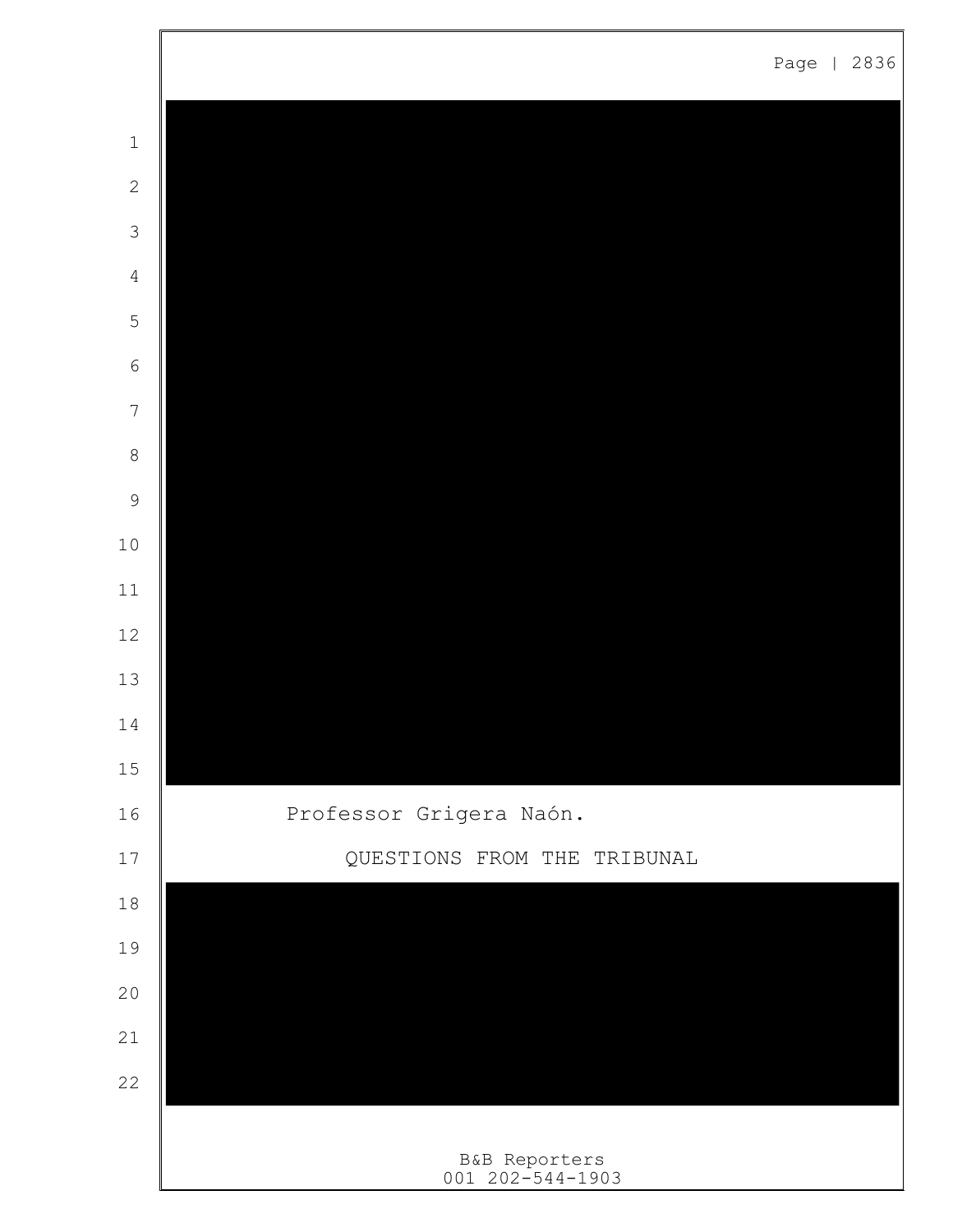Professor Grigera Naón.

QUESTIONS FROM THE TRIBUNAL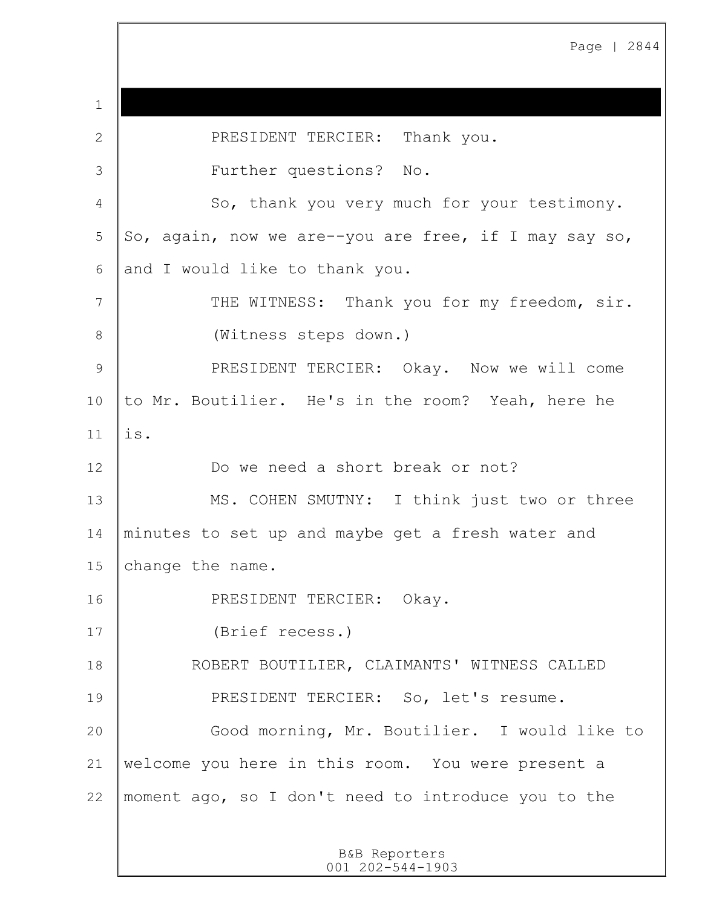PRESIDENT TERCIER: Thank you.

Further questions? No.

So, thank you very much for your testimony. So, again, now we are--you are free, if I may say so, and I would like to thank you.

THE WITNESS: Thank you for my freedom, sir.

(Witness steps down.)

PRESIDENT TERCIER: Okay. Now we will come to Mr. Boutilier. He's in the room? Yeah, here he is.

Do we need a short break or not?

MS. COHEN SMUTNY: I think just two or three minutes to set up and maybe get a fresh water and change the name.

PRESIDENT TERCIER: Okay.

(Brief recess.)

ROBERT BOUTILIER, CLAIMANTS' WITNESS CALLED

PRESIDENT TERCIER: So, let's resume.

Good morning, Mr. Boutilier. I would like to welcome you here in this room. You were present a moment ago, so I don't need to introduce you to the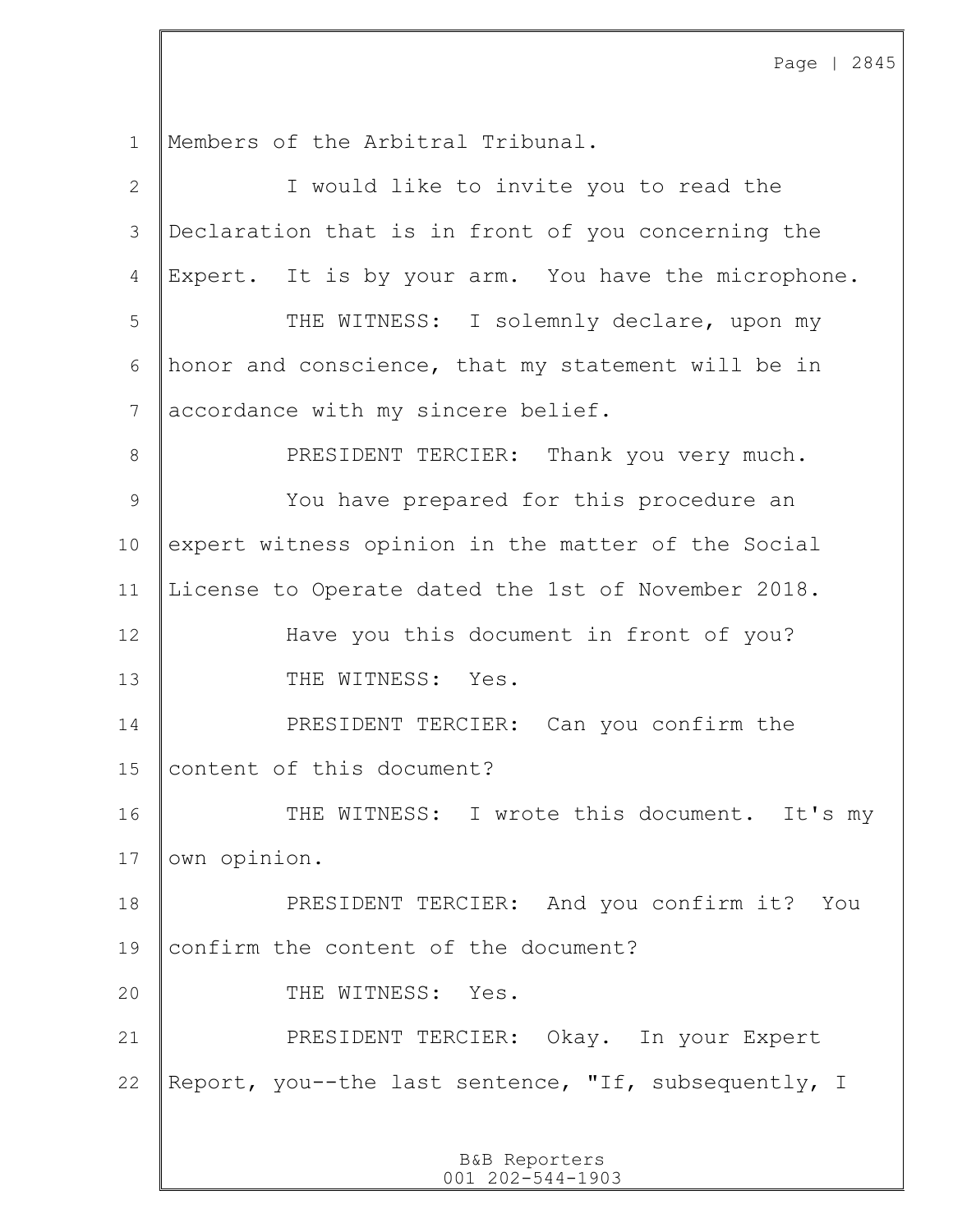Members of the Arbitral Tribunal.

I would like to invite you to read the Declaration that is in front of you concerning the Expert. It is by your arm. You have the microphone.

THE WITNESS: I solemnly declare, upon my honor and conscience, that my statement will be in accordance with my sincere belief.

PRESIDENT TERCIER: Thank you very much.

You have prepared for this procedure an expert witness opinion in the matter of the Social License to Operate dated the 1st of November 2018.

Have you this document in front of you?

THE WITNESS: Yes.

PRESIDENT TERCIER: Can you confirm the content of this document?

THE WITNESS: I wrote this document. It's my own opinion.

PRESIDENT TERCIER: And you confirm it? You confirm the content of the document?

THE WITNESS: Yes.

PRESIDENT TERCIER: Okay. In your Expert Report, you--the last sentence, "If, subsequently, I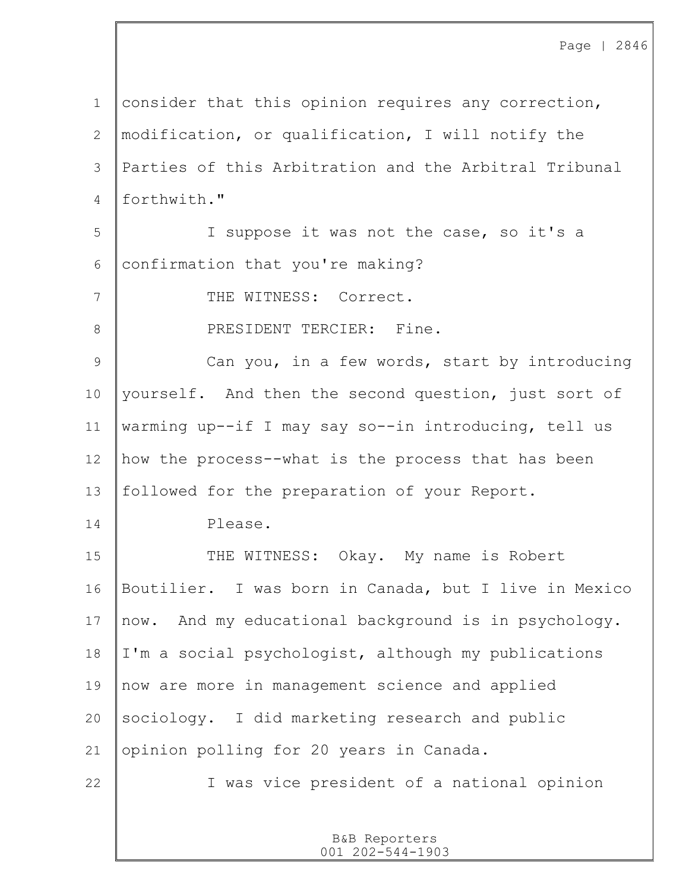consider that this opinion requires any correction, modification, or qualification, I will notify the Parties of this Arbitration and the Arbitral Tribunal forthwith."

I suppose it was not the case, so it's a confirmation that you're making?

THE WITNESS: Correct.

PRESIDENT TERCIER: Fine.

Can you, in a few words, start by introducing yourself. And then the second question, just sort of warming up--if I may say so--in introducing, tell us how the process--what is the process that has been followed for the preparation of your Report.

Please.

THE WITNESS: Okay. My name is Robert Boutilier. I was born in Canada, but I live in Mexico now. And my educational background is in psychology. I'm a social psychologist, although my publications now are more in management science and applied sociology. I did marketing research and public opinion polling for 20 years in Canada.

I was vice president of a national opinion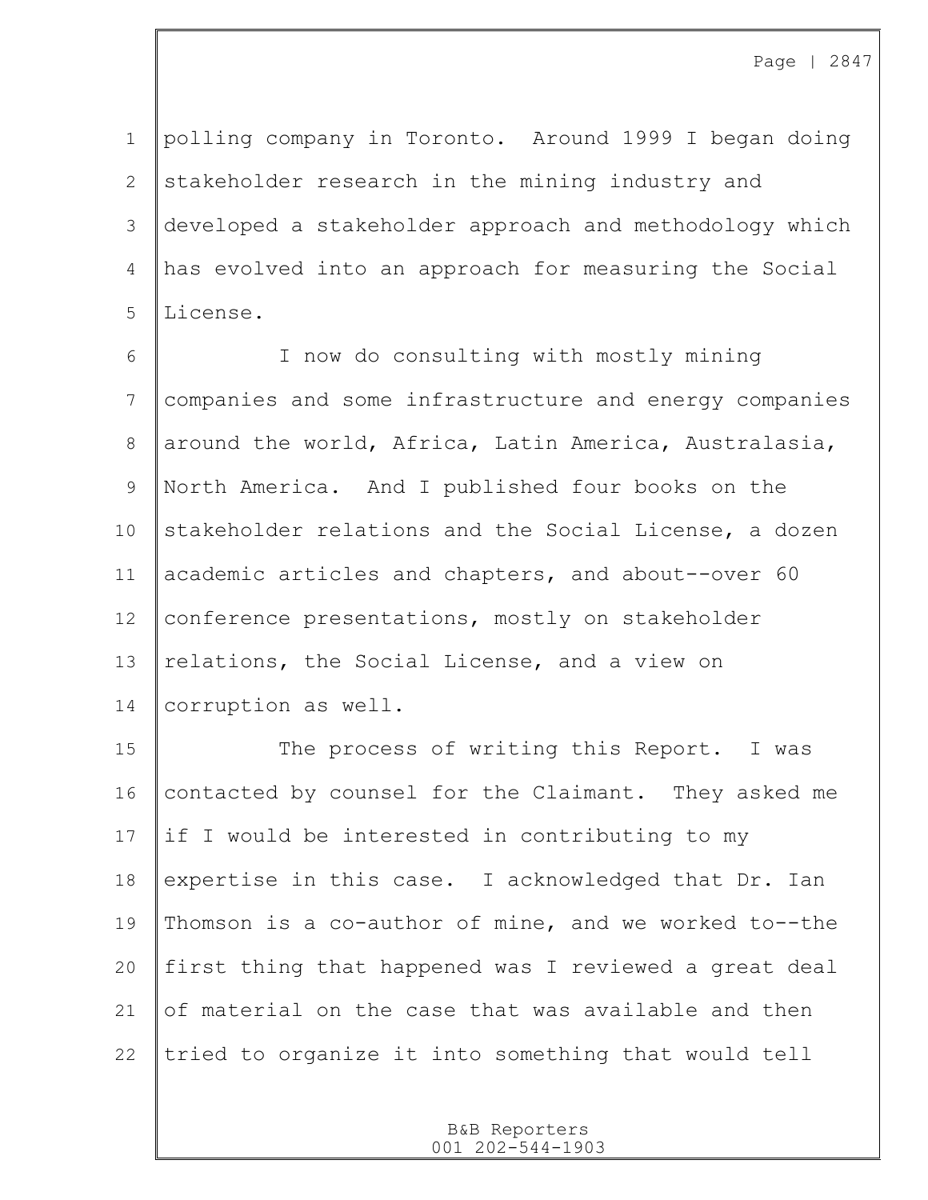polling company in Toronto. Around 1999 I began doing stakeholder research in the mining industry and developed a stakeholder approach and methodology which has evolved into an approach for measuring the Social License.

I now do consulting with mostly mining companies and some infrastructure and energy companies around the world, Africa, Latin America, Australasia, North America. And I published four books on the stakeholder relations and the Social License, a dozen academic articles and chapters, and about--over 60 conference presentations, mostly on stakeholder relations, the Social License, and a view on corruption as well.

The process of writing this Report. I was contacted by counsel for the Claimant. They asked me if I would be interested in contributing to my expertise in this case. I acknowledged that Dr. Ian Thomson is a co-author of mine, and we worked to--the first thing that happened was I reviewed a great deal of material on the case that was available and then tried to organize it into something that would tell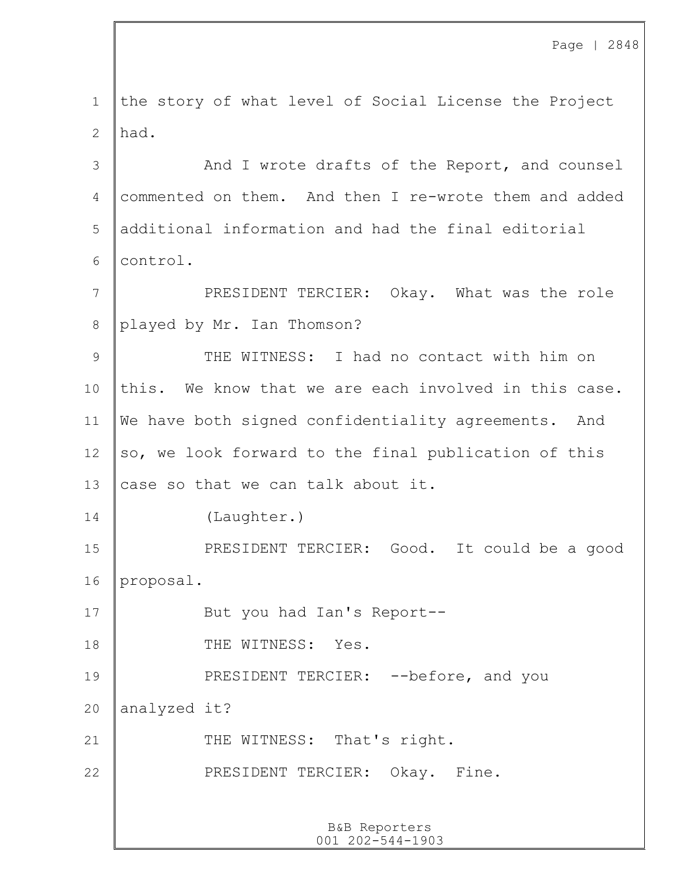the story of what level of Social License the Project had.

And I wrote drafts of the Report, and counsel commented on them. And then I re-wrote them and added additional information and had the final editorial control.

PRESIDENT TERCIER: Okay. What was the role played by Mr. Ian Thomson?

THE WITNESS: I had no contact with him on this. We know that we are each involved in this case. We have both signed confidentiality agreements. And so, we look forward to the final publication of this case so that we can talk about it.

(Laughter.)

PRESIDENT TERCIER: Good. It could be a good proposal.

But you had Ian's Report--

THE WITNESS: Yes.

PRESIDENT TERCIER: --before, and you analyzed it?

THE WITNESS: That's right.

PRESIDENT TERCIER: Okay. Fine.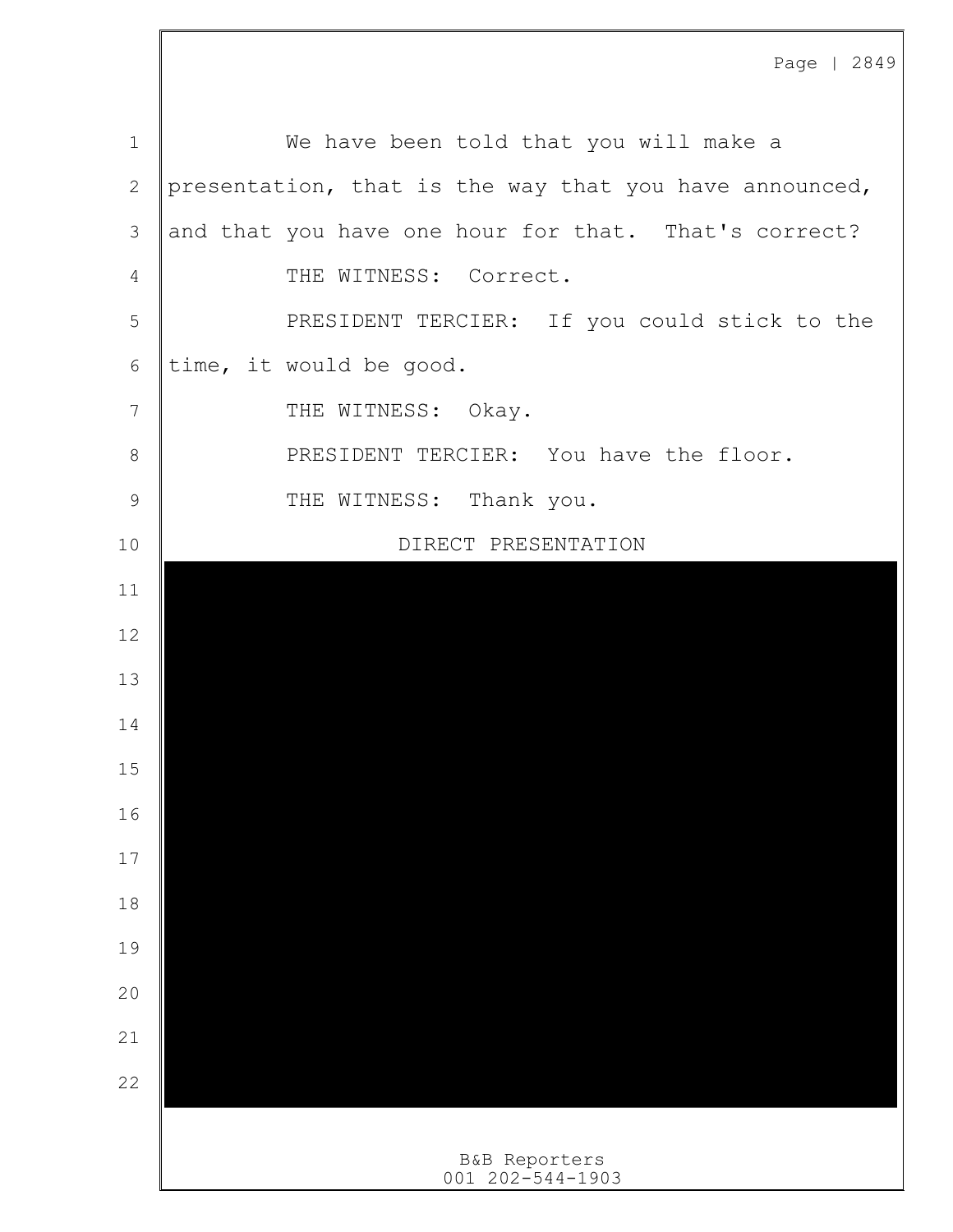We have been told that you will make a presentation, that is the way that you have announced, and that you have one hour for that. That's correct?

THE WITNESS: Correct.

PRESIDENT TERCIER: If you could stick to the time, it would be good.

THE WITNESS: Okay.

PRESIDENT TERCIER: You have the floor.

THE WITNESS: Thank you.

DIRECT PRESENTATION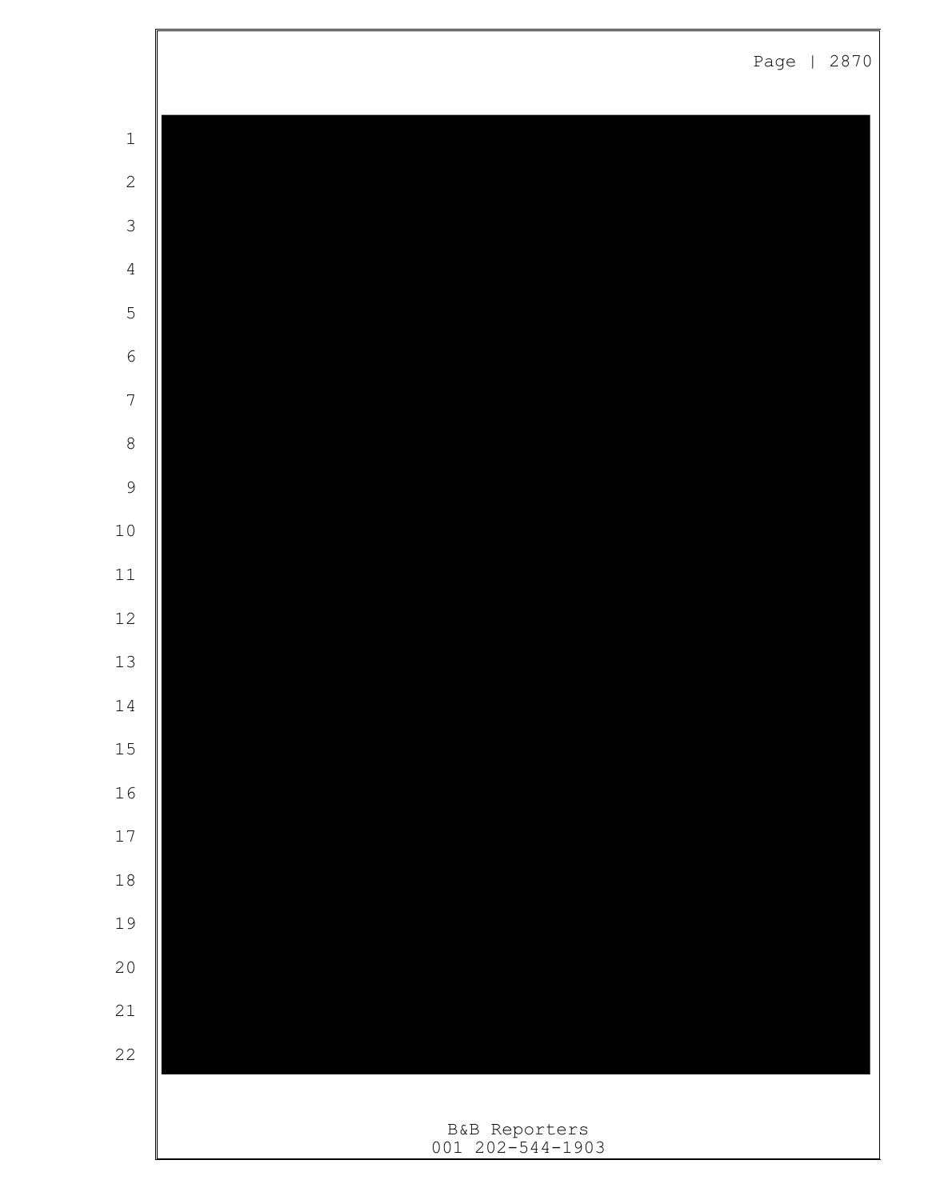1
2
3
4
5
6
7
8
9
10
11
12
13
14
15
16
17
18
19
20
21
22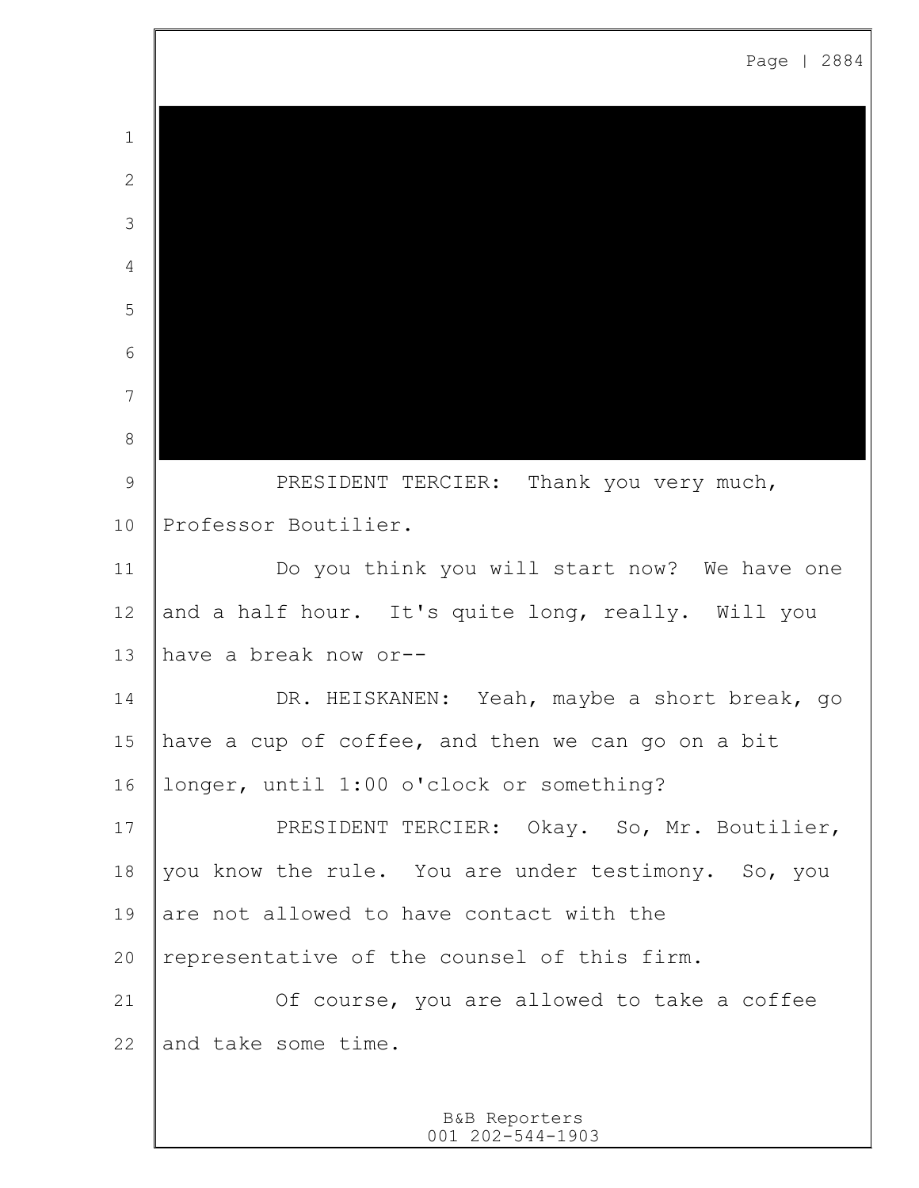PRESIDENT TERCIER: Thank you very much, Professor Boutilier.

Do you think you will start now? We have one and a half hour. It's quite long, really. Will you have a break now or--

DR. HEISKANEN: Yeah, maybe a short break, go have a cup of coffee, and then we can go on a bit longer, until 1:00 o'clock or something?

PRESIDENT TERCIER: Okay. So, Mr. Boutilier, you know the rule. You are under testimony. So, you are not allowed to have contact with the representative of the counsel of this firm.

Of course, you are allowed to take a coffee and take some time.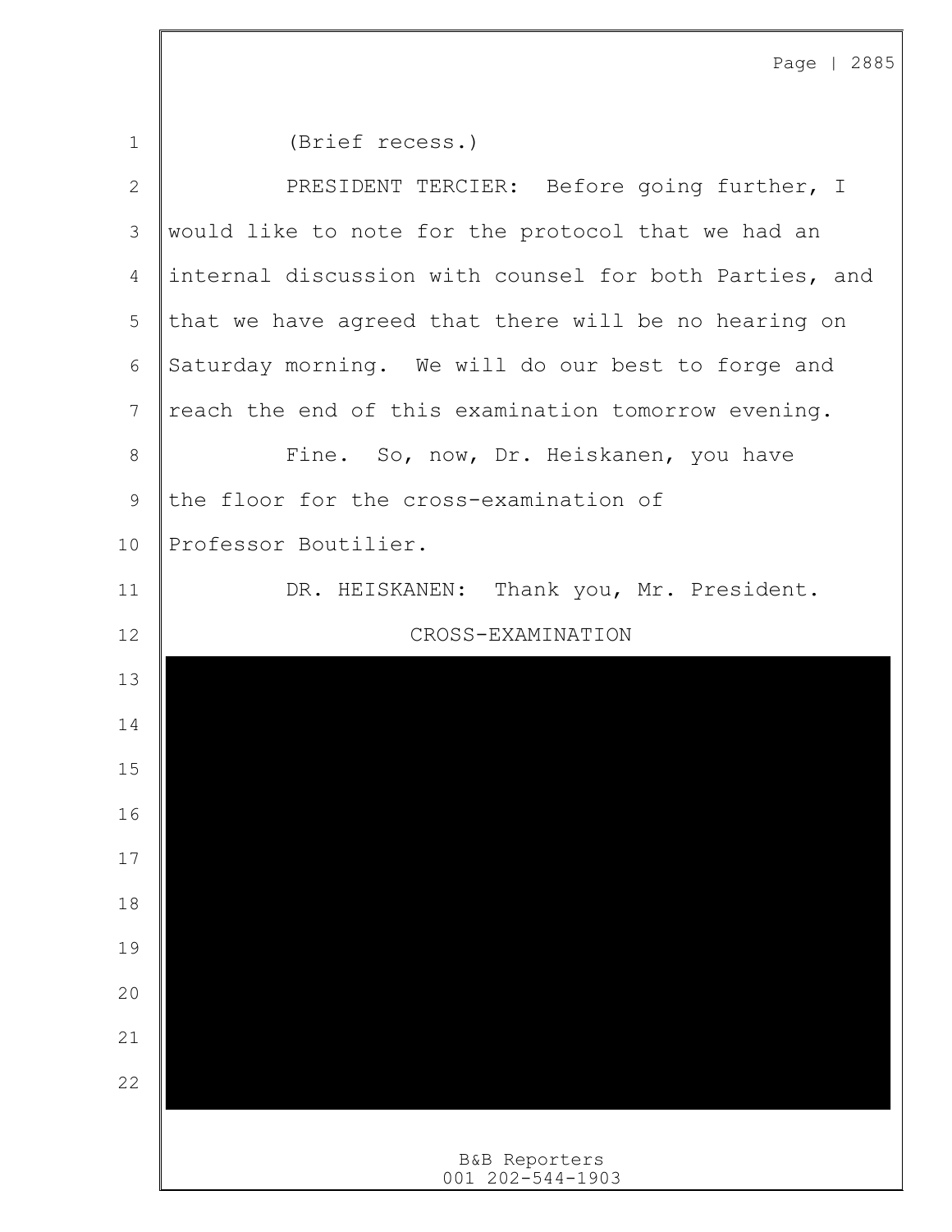(Brief recess.)

PRESIDENT TERCIER: Before going further, I would like to note for the protocol that we had an internal discussion with counsel for both Parties, and that we have agreed that there will be no hearing on Saturday morning. We will do our best to forge and reach the end of this examination tomorrow evening.

Fine. So, now, Dr. Heiskanen, you have the floor for the cross-examination of Professor Boutilier.

DR. HEISKANEN: Thank you, Mr. President.

CROSS-EXAMINATION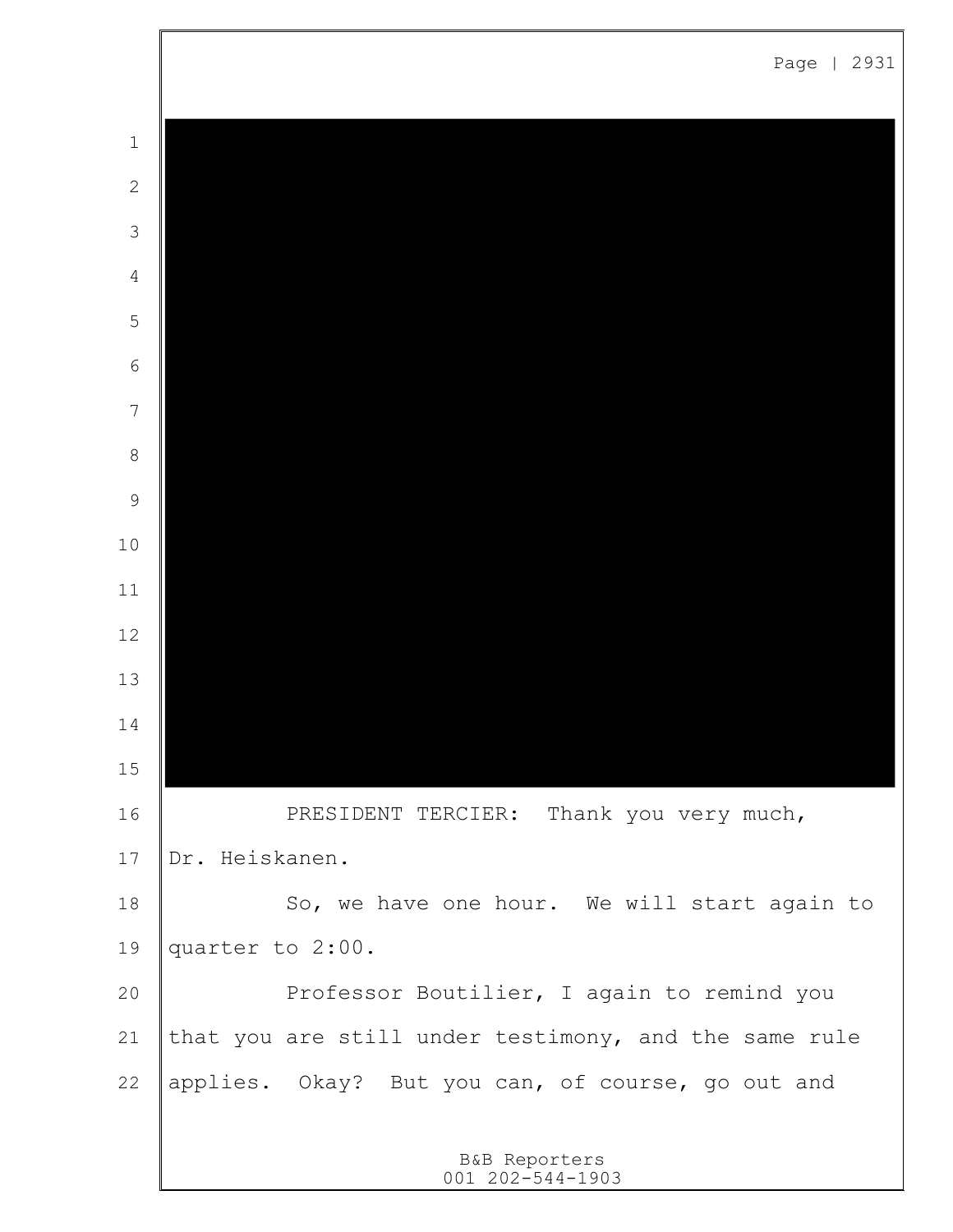PRESIDENT TERCIER: Thank you very much, Dr. Heiskanen.

So, we have one hour. We will start again to quarter to 2:00.

Professor Boutilier, I again to remind you that you are still under testimony, and the same rule applies. Okay? But you can, of course, go out and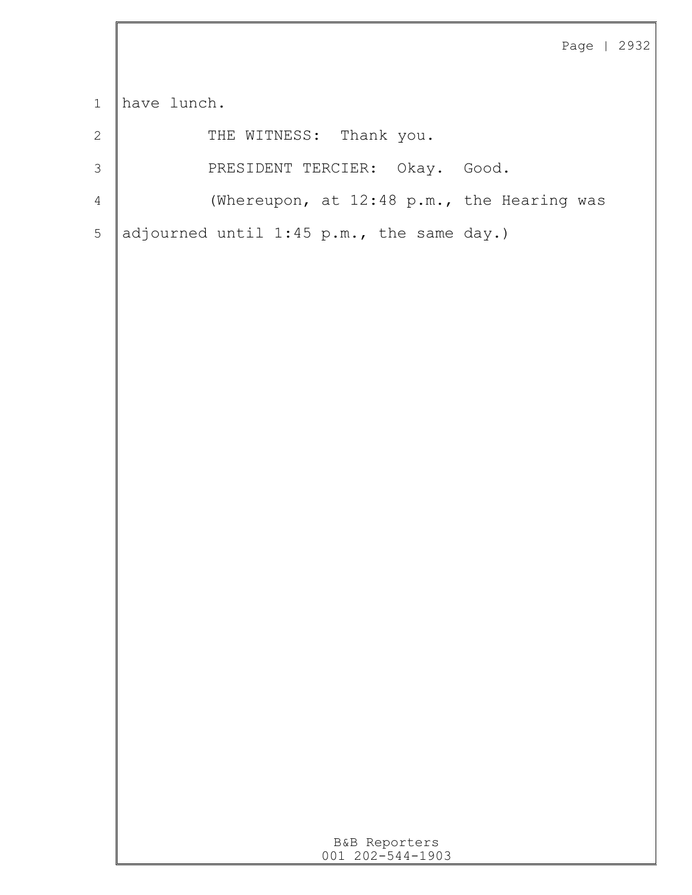have lunch.

THE WITNESS: Thank you.

PRESIDENT TERCIER: Okay. Good.

(Whereupon, at 12:48 p.m., the Hearing was adjourned until 1:45 p.m., the same day.)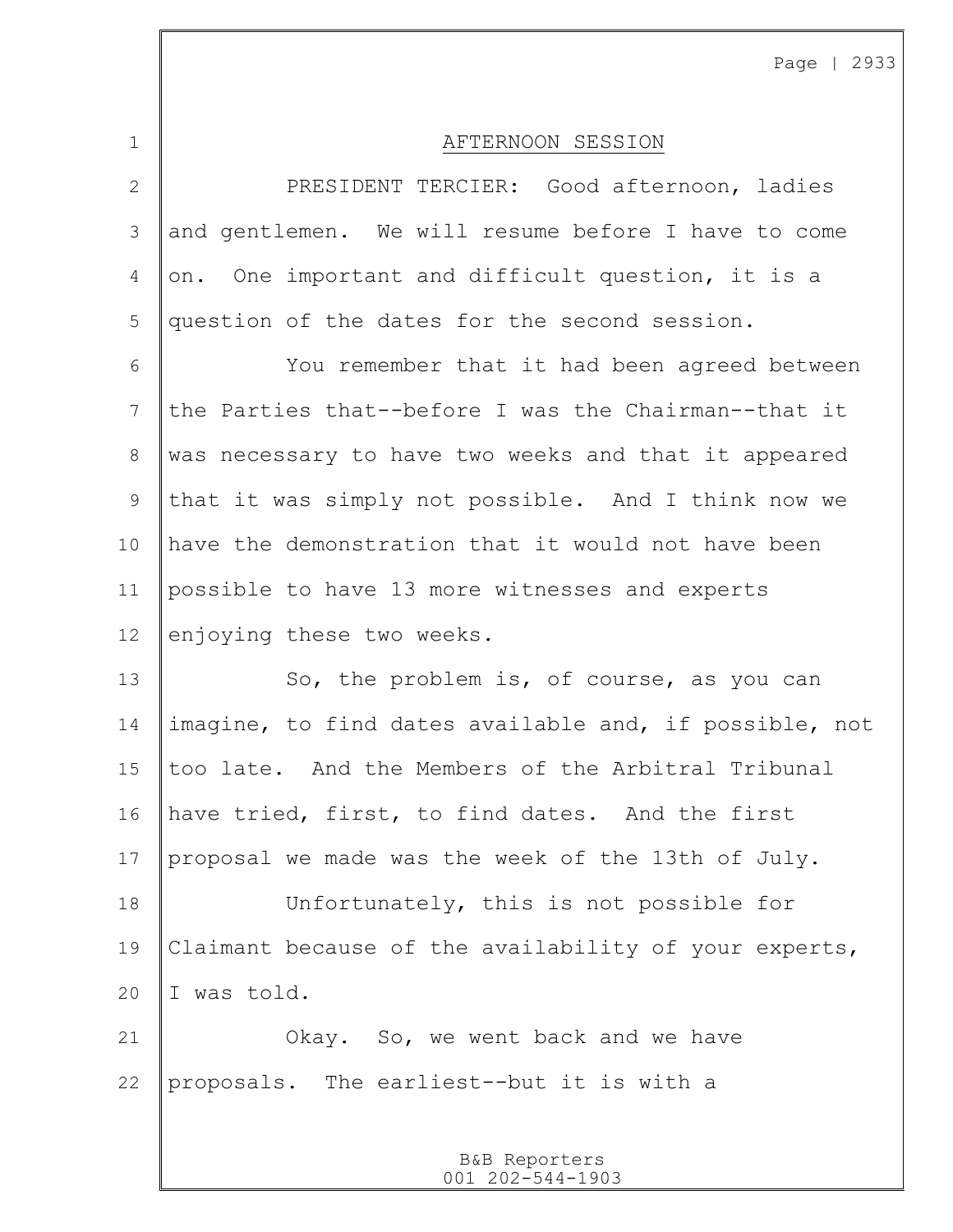## AFTERNOON SESSION

PRESIDENT TERCIER: Good afternoon, ladies and gentlemen. We will resume before I have to come on. One important and difficult question, it is a question of the dates for the second session.

You remember that it had been agreed between the Parties that--before I was the Chairman--that it was necessary to have two weeks and that it appeared that it was simply not possible. And I think now we have the demonstration that it would not have been possible to have 13 more witnesses and experts enjoying these two weeks.

So, the problem is, of course, as you can imagine, to find dates available and, if possible, not too late. And the Members of the Arbitral Tribunal have tried, first, to find dates. And the first proposal we made was the week of the 13th of July.

Unfortunately, this is not possible for Claimant because of the availability of your experts, I was told.

Okay. So, we went back and we have proposals. The earliest--but it is with a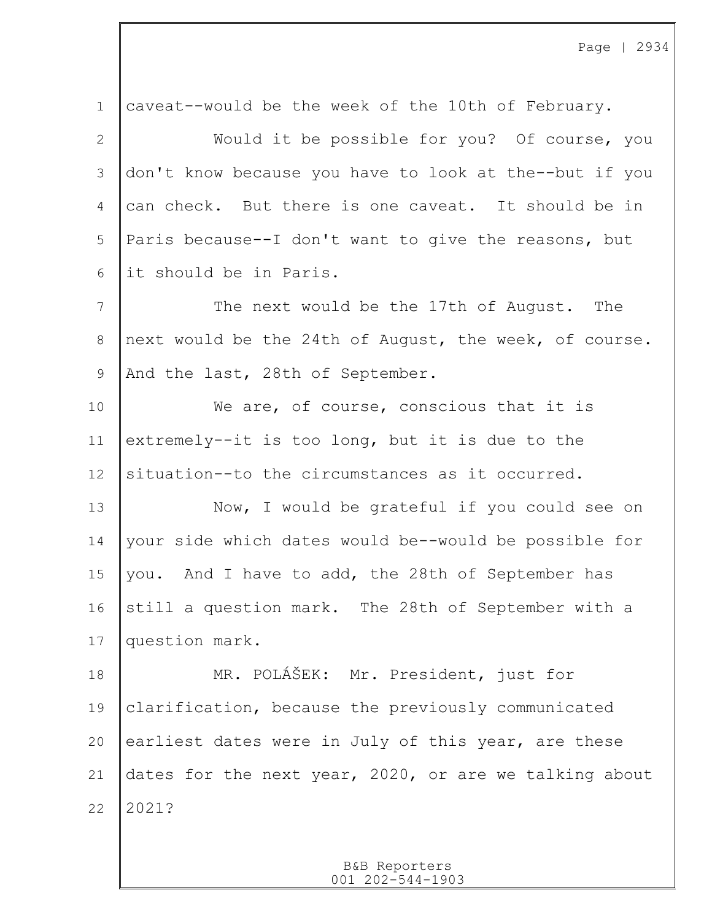caveat--would be the week of the 10th of February.

Would it be possible for you? Of course, you don't know because you have to look at the--but if you can check. But there is one caveat. It should be in Paris because--I don't want to give the reasons, but it should be in Paris.

The next would be the 17th of August. The next would be the 24th of August, the week, of course. And the last, 28th of September.

We are, of course, conscious that it is extremely--it is too long, but it is due to the situation--to the circumstances as it occurred.

Now, I would be grateful if you could see on your side which dates would be--would be possible for you. And I have to add, the 28th of September has still a question mark. The 28th of September with a question mark.

MR. POLÁŠEK: Mr. President, just for clarification, because the previously communicated earliest dates were in July of this year, are these dates for the next year, 2020, or are we talking about 2021?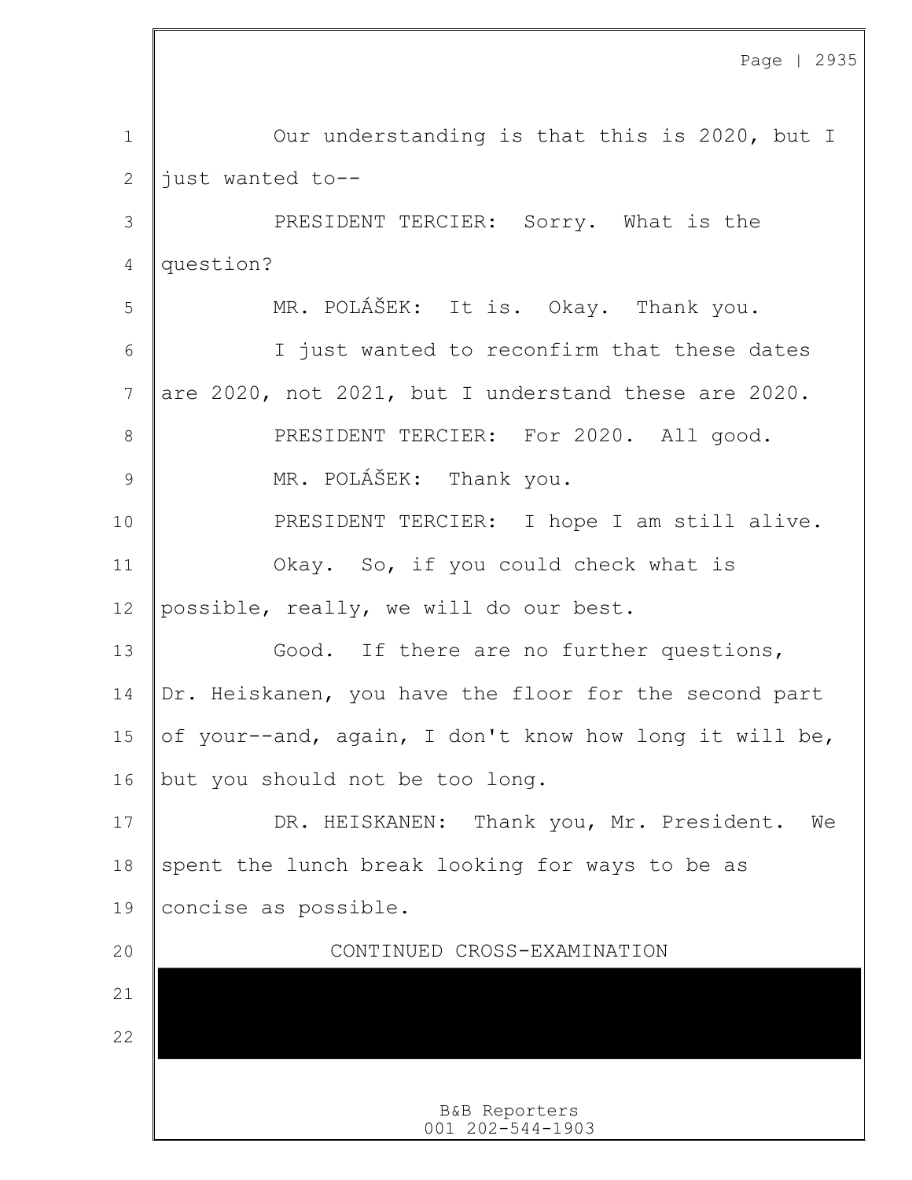Our understanding is that this is 2020, but I just wanted to--

PRESIDENT TERCIER: Sorry. What is the question?

MR. POLÁŠEK: It is. Okay. Thank you.

I just wanted to reconfirm that these dates are 2020, not 2021, but I understand these are 2020.

PRESIDENT TERCIER: For 2020. All good.

MR. POLÁŠEK: Thank you.

PRESIDENT TERCIER: I hope I am still alive.

Okay. So, if you could check what is possible, really, we will do our best.

Good. If there are no further questions, Dr. Heiskanen, you have the floor for the second part of your--and, again, I don't know how long it will be, but you should not be too long.

DR. HEISKANEN: Thank you, Mr. President. We spent the lunch break looking for ways to be as concise as possible.

CONTINUED CROSS-EXAMINATION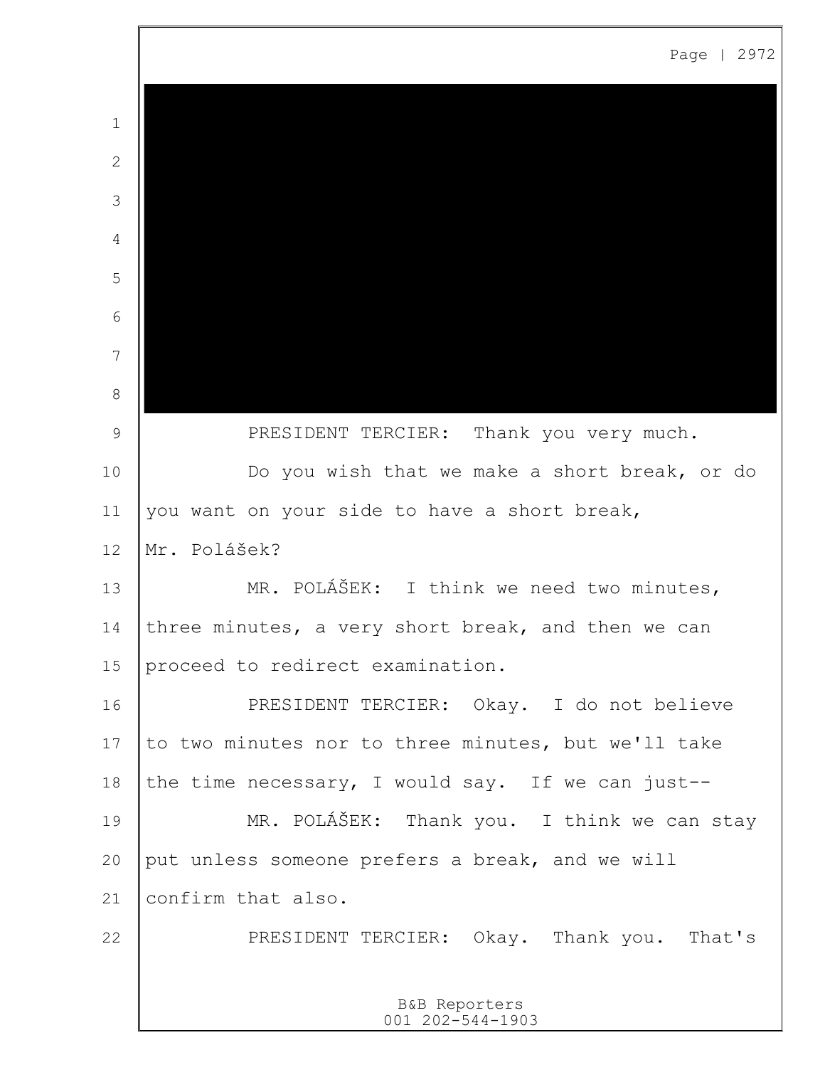PRESIDENT TERCIER: Thank you very much.

Do you wish that we make a short break, or do you want on your side to have a short break, Mr. Polášek?

MR. POLÁŠEK: I think we need two minutes, three minutes, a very short break, and then we can proceed to redirect examination.

PRESIDENT TERCIER: Okay. I do not believe to two minutes nor to three minutes, but we'll take the time necessary, I would say. If we can just--

MR. POLÁŠEK: Thank you. I think we can stay put unless someone prefers a break, and we will confirm that also.

PRESIDENT TERCIER: Okay. Thank you. That's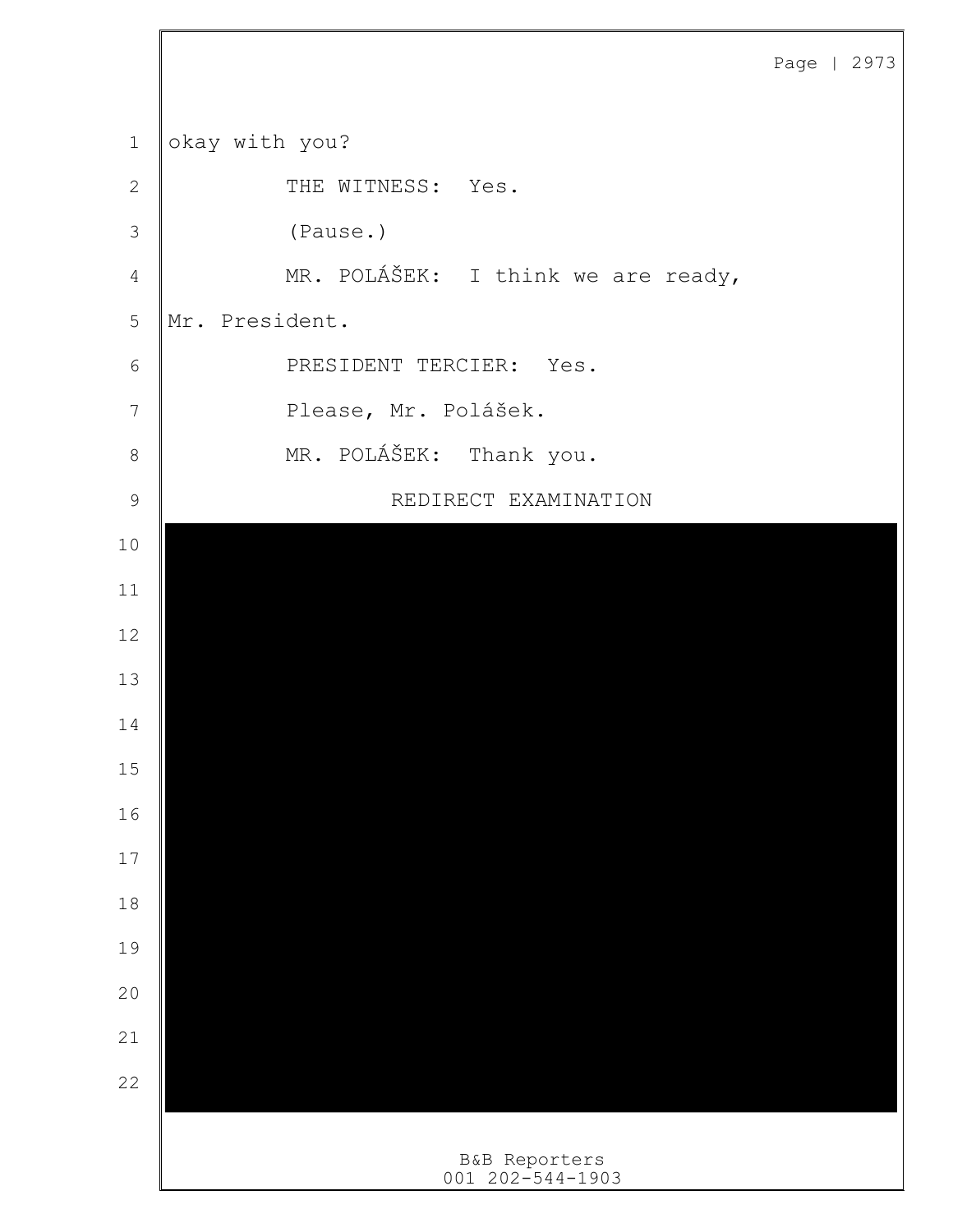okay with you?

THE WITNESS: Yes.

(Pause.)

MR. POLÁŠEK: I think we are ready, Mr. President.

PRESIDENT TERCIER: Yes.

Please, Mr. Polášek.

MR. POLÁŠEK: Thank you.

REDIRECT EXAMINATION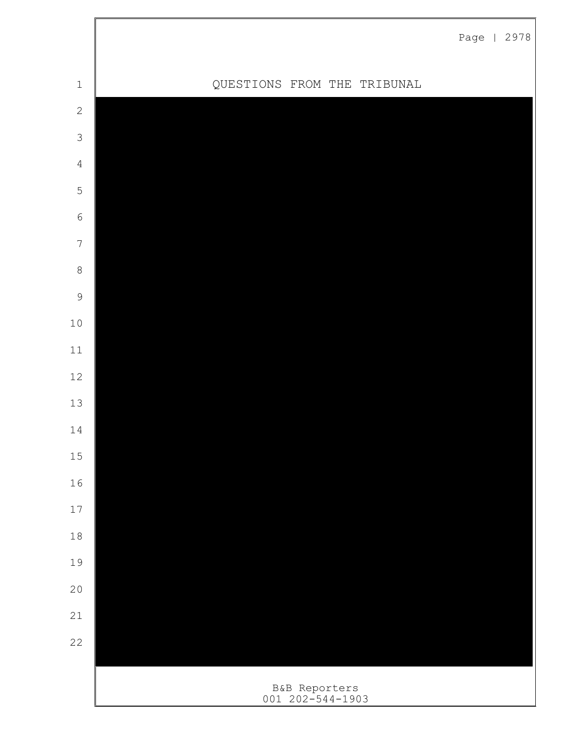QUESTIONS FROM THE TRIBUNAL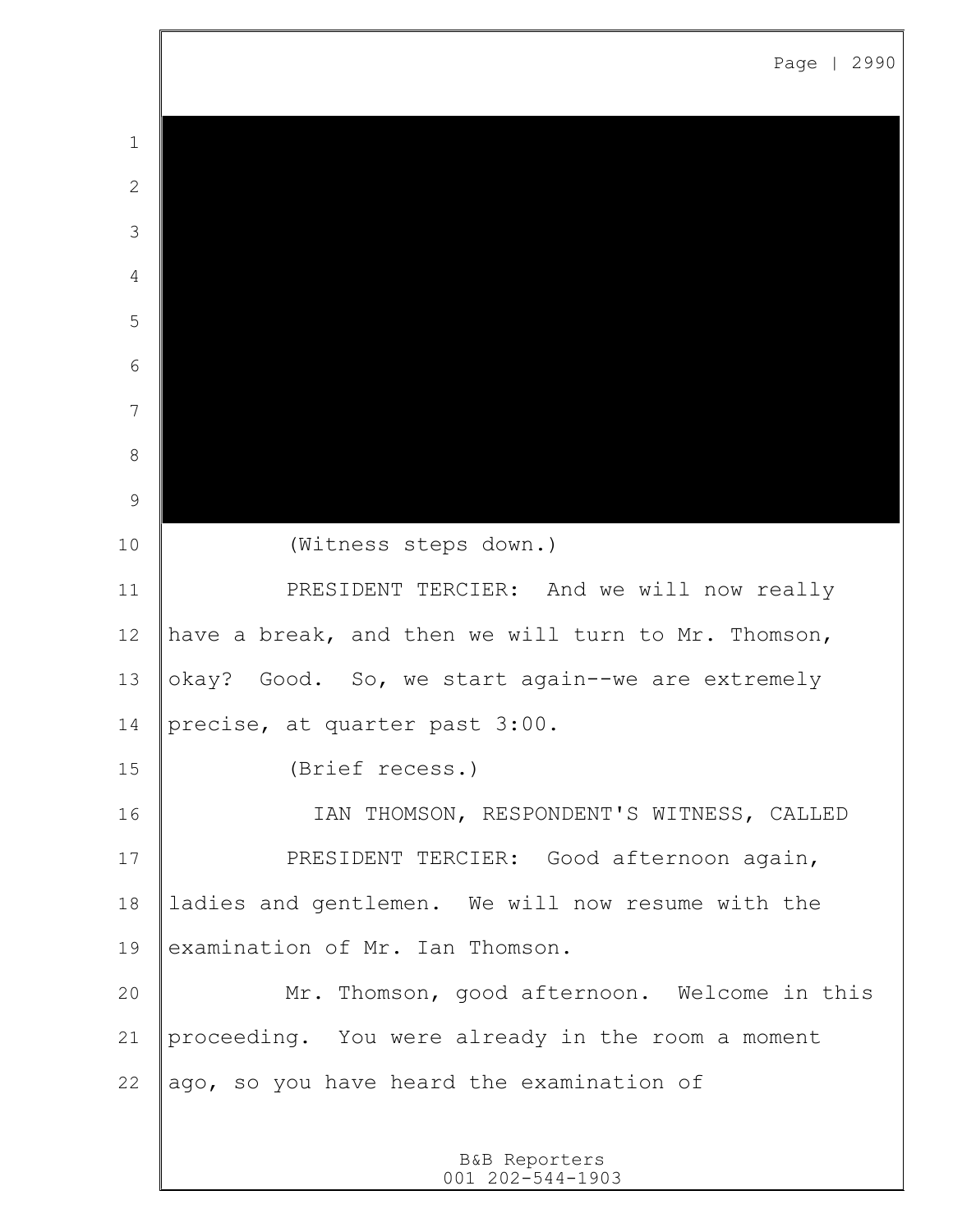(Witness steps down.)

PRESIDENT TERCIER: And we will now really have a break, and then we will turn to Mr. Thomson, okay? Good. So, we start again--we are extremely precise, at quarter past 3:00.

(Brief recess.)

IAN THOMSON, RESPONDENT'S WITNESS, CALLED

PRESIDENT TERCIER: Good afternoon again, ladies and gentlemen. We will now resume with the examination of Mr. Ian Thomson.

Mr. Thomson, good afternoon. Welcome in this proceeding. You were already in the room a moment ago, so you have heard the examination of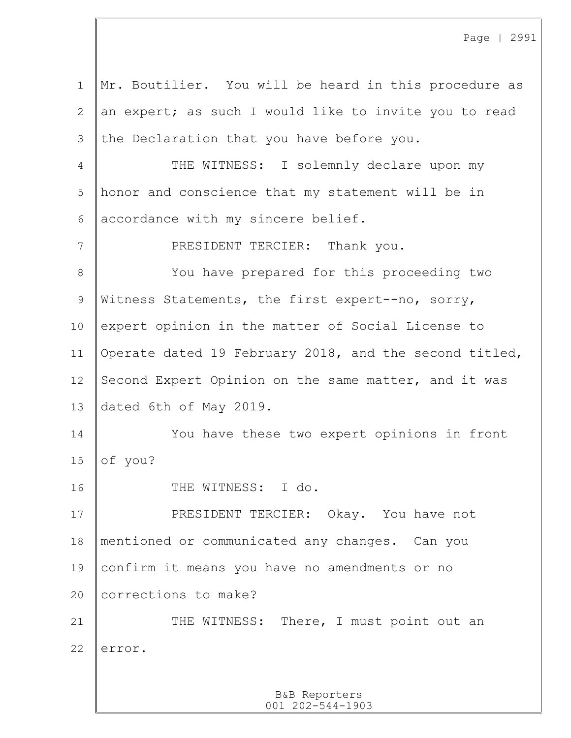Mr. Boutilier. You will be heard in this procedure as an expert; as such I would like to invite you to read the Declaration that you have before you.

THE WITNESS: I solemnly declare upon my honor and conscience that my statement will be in accordance with my sincere belief.

PRESIDENT TERCIER: Thank you.

You have prepared for this proceeding two Witness Statements, the first expert--no, sorry, expert opinion in the matter of Social License to Operate dated 19 February 2018, and the second titled, Second Expert Opinion on the same matter, and it was dated 6th of May 2019.

You have these two expert opinions in front of you?

THE WITNESS: I do.

PRESIDENT TERCIER: Okay. You have not mentioned or communicated any changes. Can you confirm it means you have no amendments or no corrections to make?

THE WITNESS: There, I must point out an error.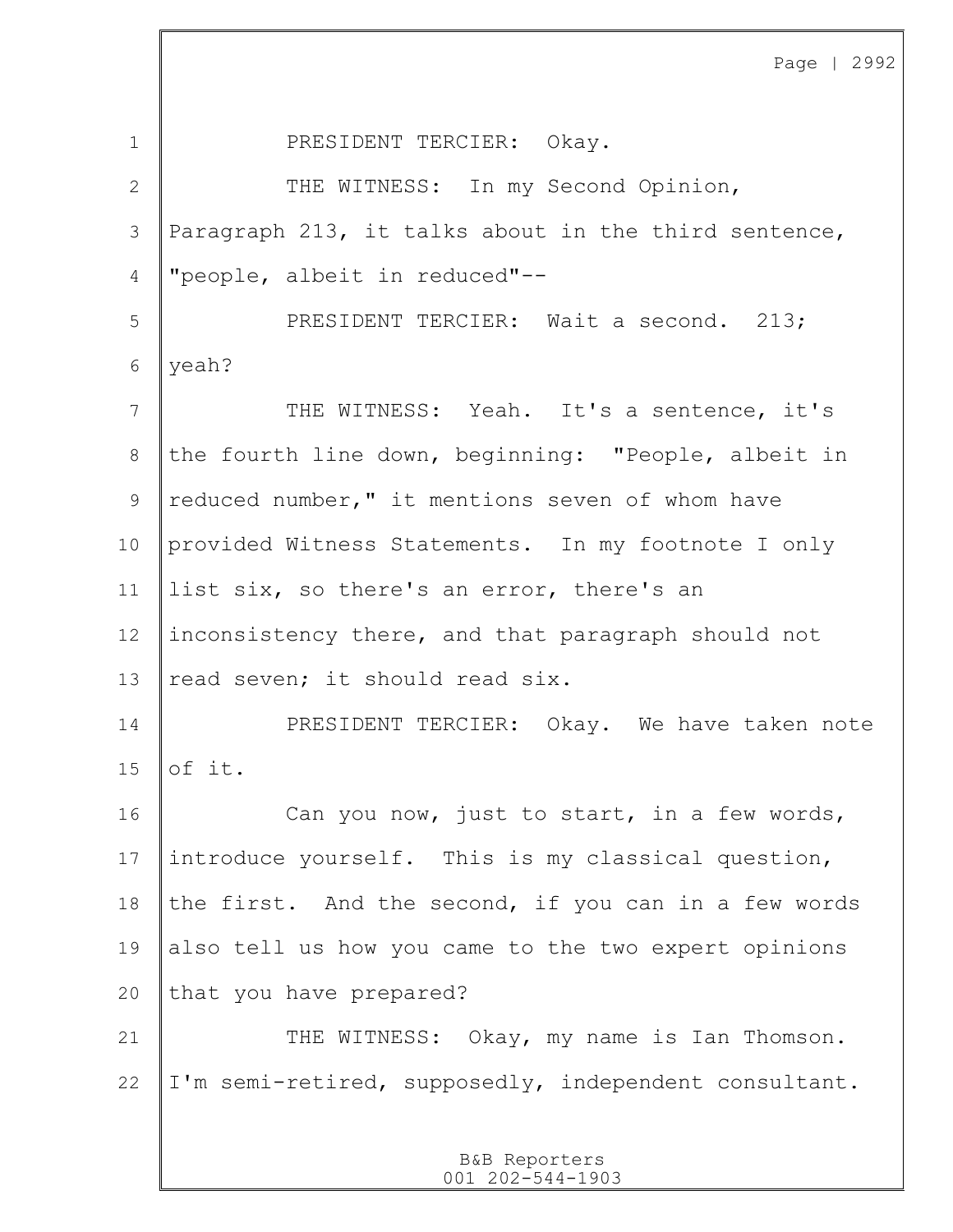PRESIDENT TERCIER: Okay.

THE WITNESS: In my Second Opinion, Paragraph 213, it talks about in the third sentence, "people, albeit in reduced"--

PRESIDENT TERCIER: Wait a second. 213; yeah?

THE WITNESS: Yeah. It's a sentence, it's the fourth line down, beginning: "People, albeit in reduced number," it mentions seven of whom have provided Witness Statements. In my footnote I only list six, so there's an error, there's an inconsistency there, and that paragraph should not read seven; it should read six.

PRESIDENT TERCIER: Okay. We have taken note of it.

Can you now, just to start, in a few words, introduce yourself. This is my classical question, the first. And the second, if you can in a few words also tell us how you came to the two expert opinions that you have prepared?

THE WITNESS: Okay, my name is Ian Thomson. I'm semi-retired, supposedly, independent consultant.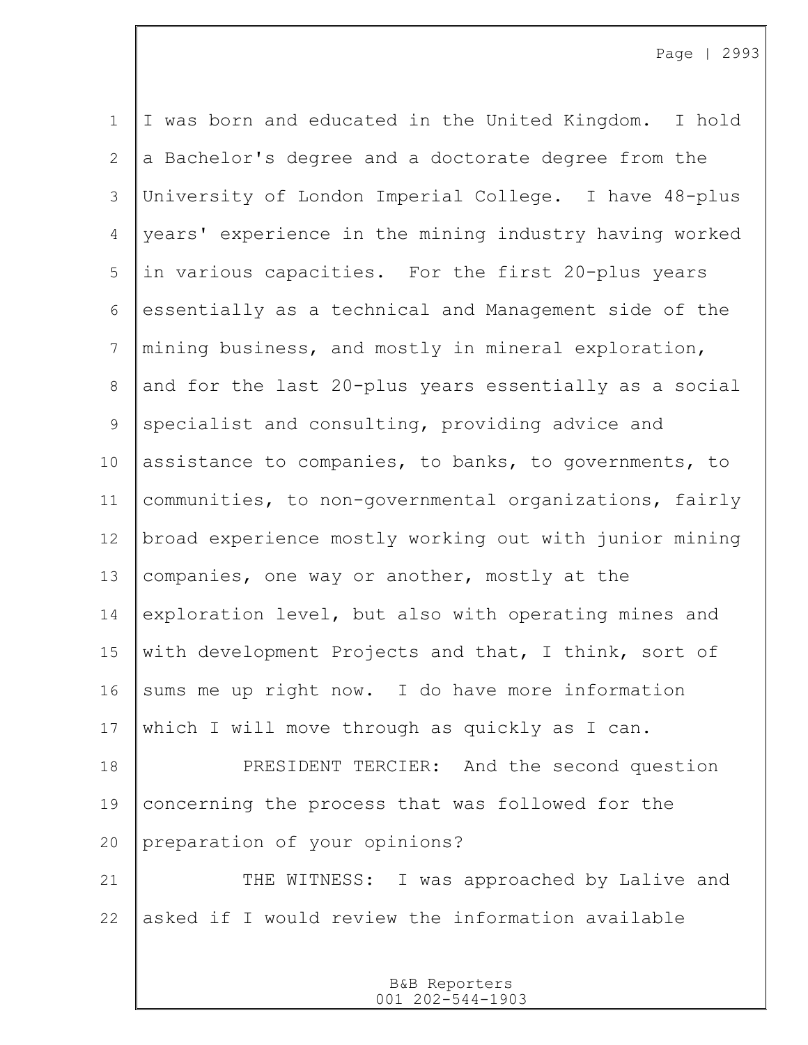I was born and educated in the United Kingdom. I hold a Bachelor's degree and a doctorate degree from the University of London Imperial College. I have 48-plus years' experience in the mining industry having worked in various capacities. For the first 20-plus years essentially as a technical and Management side of the mining business, and mostly in mineral exploration, and for the last 20-plus years essentially as a social specialist and consulting, providing advice and assistance to companies, to banks, to governments, to communities, to non-governmental organizations, fairly broad experience mostly working out with junior mining companies, one way or another, mostly at the exploration level, but also with operating mines and with development Projects and that, I think, sort of sums me up right now. I do have more information which I will move through as quickly as I can.

PRESIDENT TERCIER: And the second question concerning the process that was followed for the preparation of your opinions?

THE WITNESS: I was approached by Lalive and asked if I would review the information available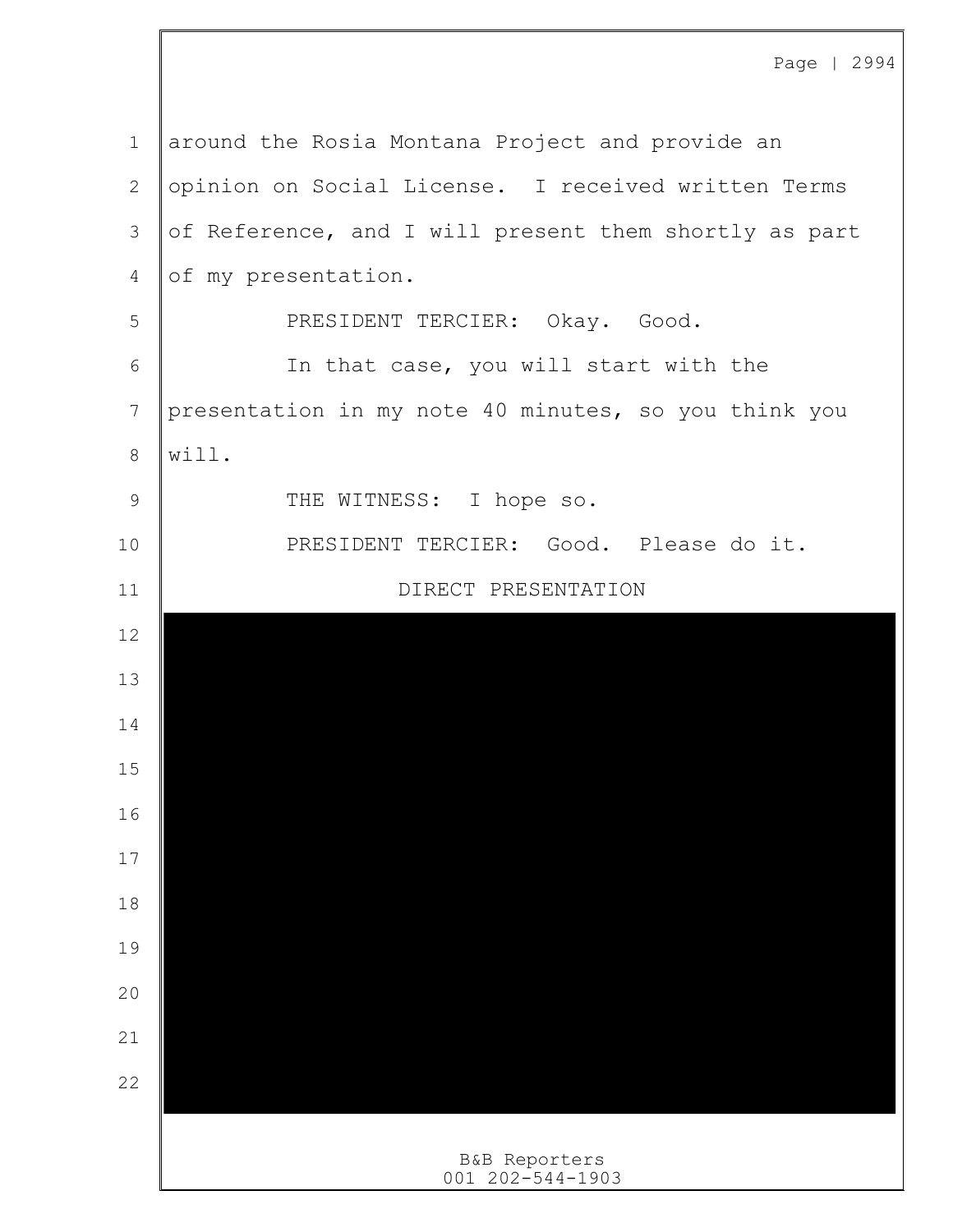around the Rosia Montana Project and provide an opinion on Social License. I received written Terms of Reference, and I will present them shortly as part of my presentation.

PRESIDENT TERCIER: Okay. Good.

In that case, you will start with the presentation in my note 40 minutes, so you think you will.

THE WITNESS: I hope so.

PRESIDENT TERCIER: Good. Please do it.

DIRECT PRESENTATION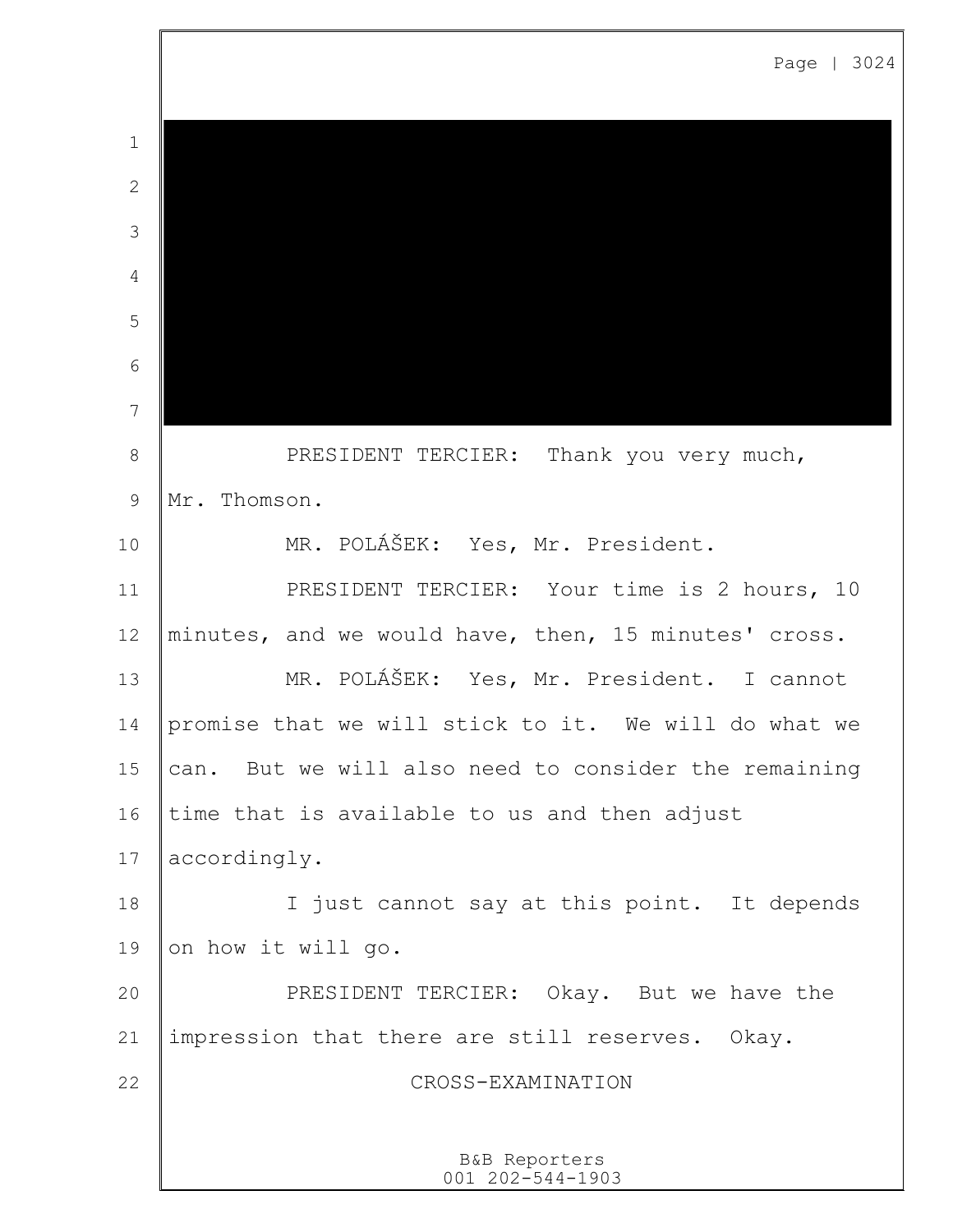PRESIDENT TERCIER: Thank you very much, Mr. Thomson.

MR. POLÁŠEK: Yes, Mr. President.

PRESIDENT TERCIER: Your time is 2 hours, 10 minutes, and we would have, then, 15 minutes' cross.

MR. POLÁŠEK: Yes, Mr. President. I cannot promise that we will stick to it. We will do what we can. But we will also need to consider the remaining time that is available to us and then adjust accordingly.

I just cannot say at this point. It depends on how it will go.

PRESIDENT TERCIER: Okay. But we have the impression that there are still reserves. Okay.

CROSS-EXAMINATION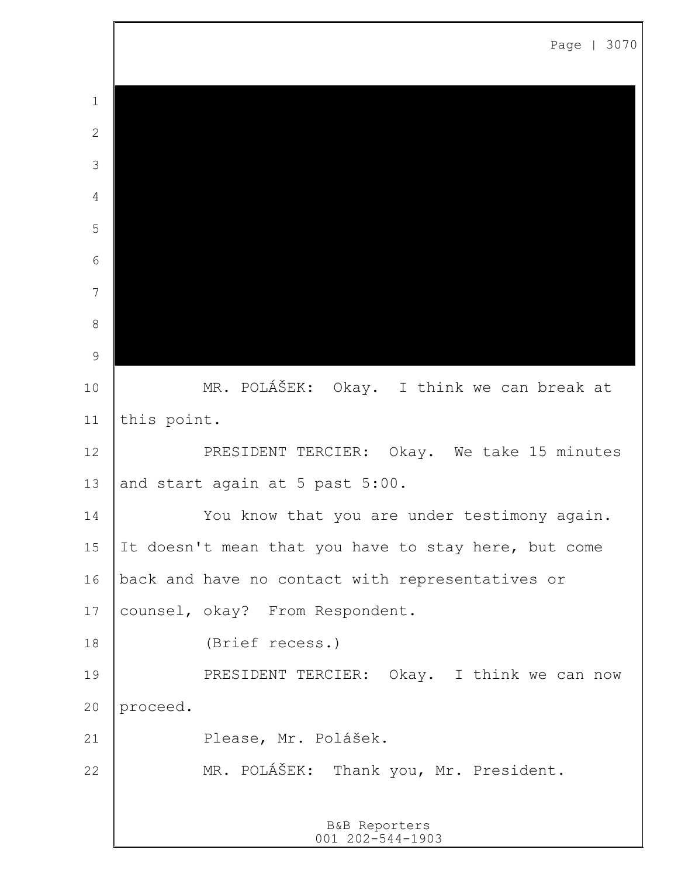MR. POLÁŠEK: Okay. I think we can break at this point.

PRESIDENT TERCIER: Okay. We take 15 minutes and start again at 5 past 5:00.

You know that you are under testimony again. It doesn't mean that you have to stay here, but come back and have no contact with representatives or counsel, okay? From Respondent.

(Brief recess.)

PRESIDENT TERCIER: Okay. I think we can now proceed.

Please, Mr. Polášek.

MR. POLÁŠEK: Thank you, Mr. President.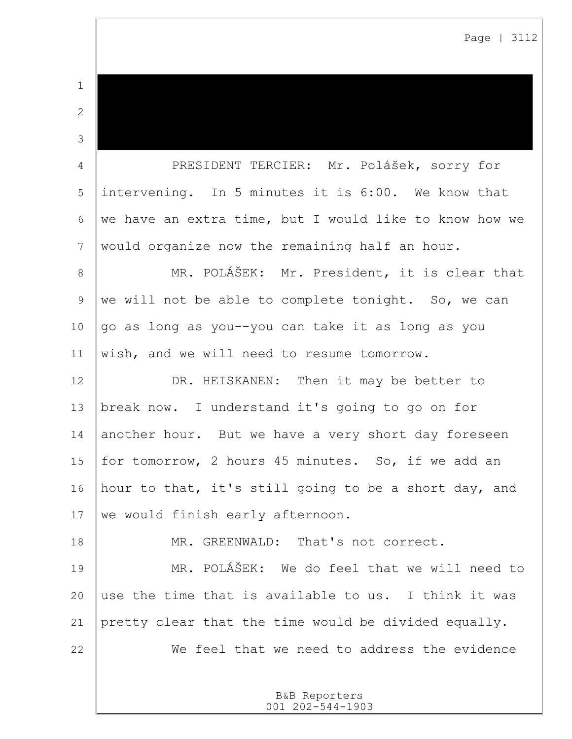PRESIDENT TERCIER: Mr. Polášek, sorry for intervening. In 5 minutes it is 6:00. We know that we have an extra time, but I would like to know how we would organize now the remaining half an hour.

MR. POLÁŠEK: Mr. President, it is clear that we will not be able to complete tonight. So, we can go as long as you--you can take it as long as you wish, and we will need to resume tomorrow.

DR. HEISKANEN: Then it may be better to break now. I understand it's going to go on for another hour. But we have a very short day foreseen for tomorrow, 2 hours 45 minutes. So, if we add an hour to that, it's still going to be a short day, and we would finish early afternoon.

MR. GREENWALD: That's not correct.

MR. POLÁŠEK: We do feel that we will need to use the time that is available to us. I think it was pretty clear that the time would be divided equally.

We feel that we need to address the evidence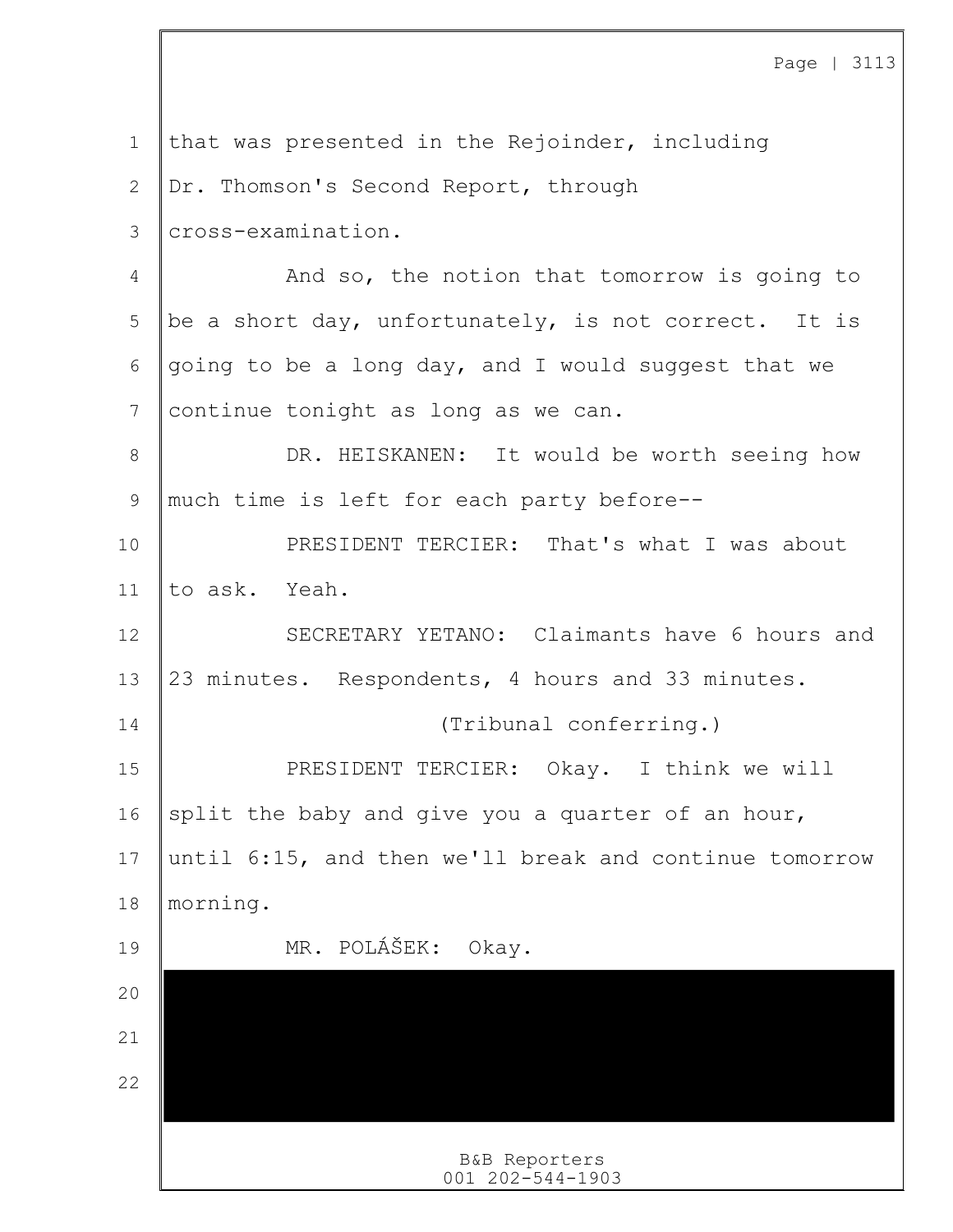that was presented in the Rejoinder, including Dr. Thomson's Second Report, through cross-examination.

And so, the notion that tomorrow is going to be a short day, unfortunately, is not correct. It is going to be a long day, and I would suggest that we continue tonight as long as we can.

DR. HEISKANEN: It would be worth seeing how much time is left for each party before--

PRESIDENT TERCIER: That's what I was about to ask. Yeah.

SECRETARY YETANO: Claimants have 6 hours and 23 minutes. Respondents, 4 hours and 33 minutes.

(Tribunal conferring.)

PRESIDENT TERCIER: Okay. I think we will split the baby and give you a quarter of an hour, until 6:15, and then we'll break and continue tomorrow morning.

MR. POLÁŠEK: Okay.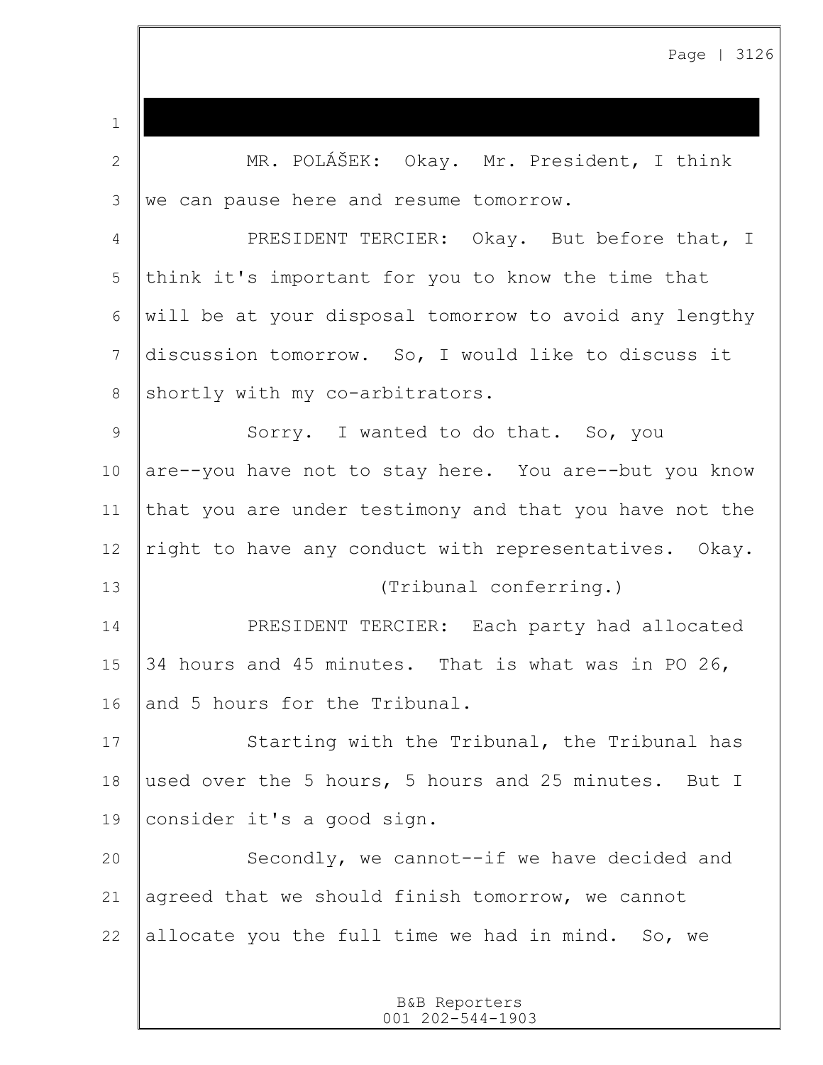MR. POLÁŠEK: Okay. Mr. President, I think we can pause here and resume tomorrow.

PRESIDENT TERCIER: Okay. But before that, I think it's important for you to know the time that will be at your disposal tomorrow to avoid any lengthy discussion tomorrow. So, I would like to discuss it shortly with my co-arbitrators.

Sorry. I wanted to do that. So, you are--you have not to stay here. You are--but you know that you are under testimony and that you have not the right to have any conduct with representatives. Okay.

(Tribunal conferring.)

PRESIDENT TERCIER: Each party had allocated 34 hours and 45 minutes. That is what was in PO 26, and 5 hours for the Tribunal.

Starting with the Tribunal, the Tribunal has used over the 5 hours, 5 hours and 25 minutes. But I consider it's a good sign.

Secondly, we cannot--if we have decided and agreed that we should finish tomorrow, we cannot allocate you the full time we had in mind. So, we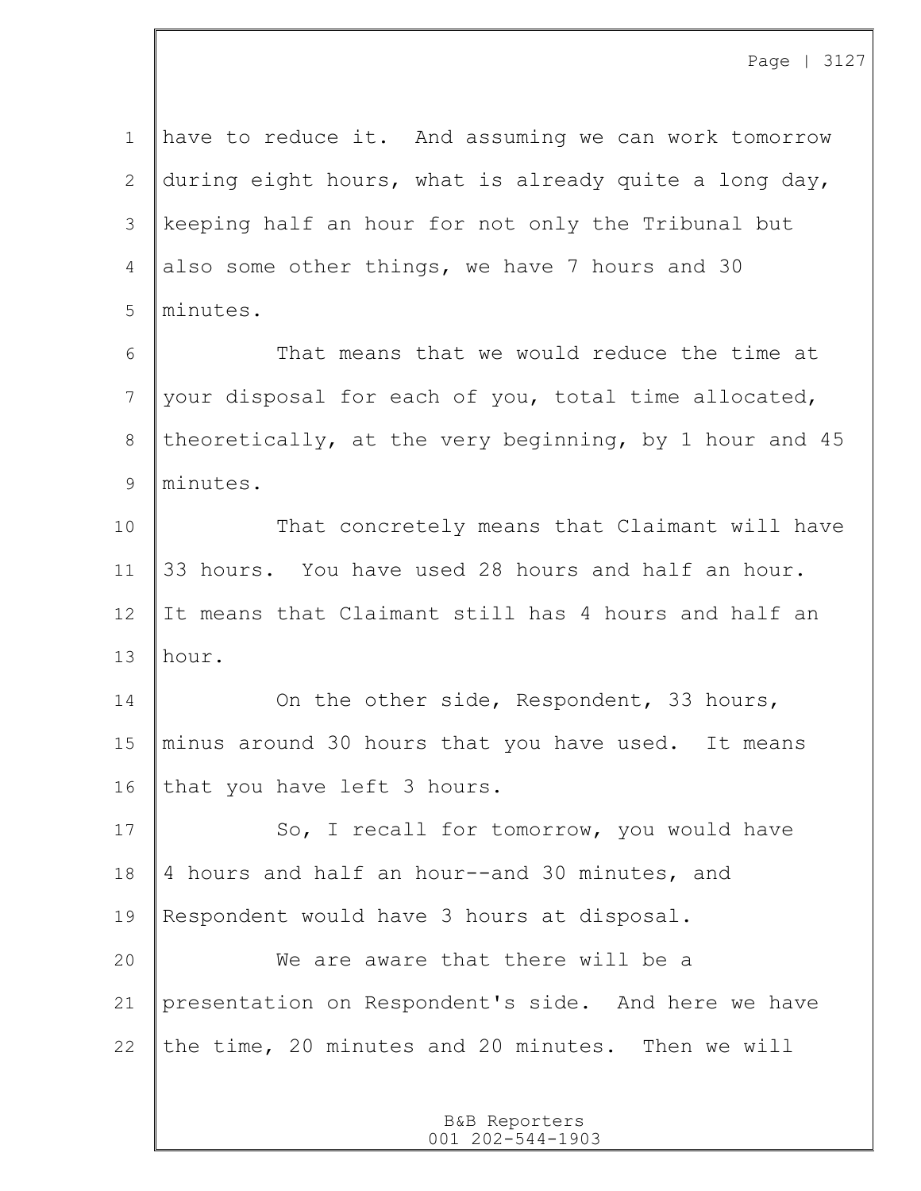have to reduce it. And assuming we can work tomorrow during eight hours, what is already quite a long day, keeping half an hour for not only the Tribunal but also some other things, we have 7 hours and 30 minutes.

That means that we would reduce the time at your disposal for each of you, total time allocated, theoretically, at the very beginning, by 1 hour and 45 minutes.

That concretely means that Claimant will have 33 hours. You have used 28 hours and half an hour. It means that Claimant still has 4 hours and half an hour.

On the other side, Respondent, 33 hours, minus around 30 hours that you have used. It means that you have left 3 hours.

So, I recall for tomorrow, you would have 4 hours and half an hour--and 30 minutes, and Respondent would have 3 hours at disposal.

We are aware that there will be a presentation on Respondent's side. And here we have the time, 20 minutes and 20 minutes. Then we will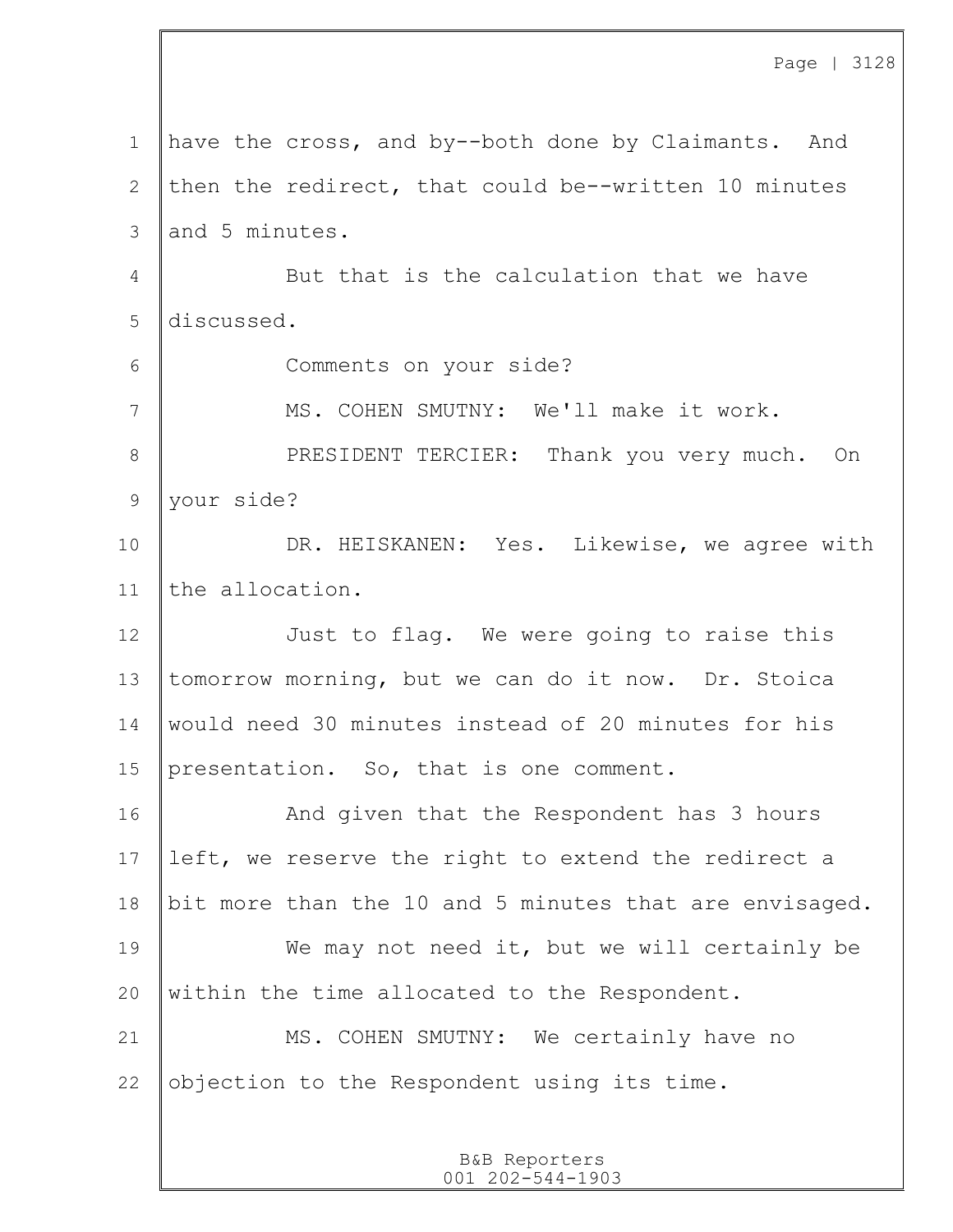have the cross, and by--both done by Claimants. And then the redirect, that could be--written 10 minutes and 5 minutes.

But that is the calculation that we have discussed.

Comments on your side?

MS. COHEN SMUTNY: We'll make it work.

PRESIDENT TERCIER: Thank you very much. On your side?

DR. HEISKANEN: Yes. Likewise, we agree with the allocation.

Just to flag. We were going to raise this tomorrow morning, but we can do it now. Dr. Stoica would need 30 minutes instead of 20 minutes for his presentation. So, that is one comment.

And given that the Respondent has 3 hours left, we reserve the right to extend the redirect a bit more than the 10 and 5 minutes that are envisaged.

We may not need it, but we will certainly be within the time allocated to the Respondent.

MS. COHEN SMUTNY: We certainly have no objection to the Respondent using its time.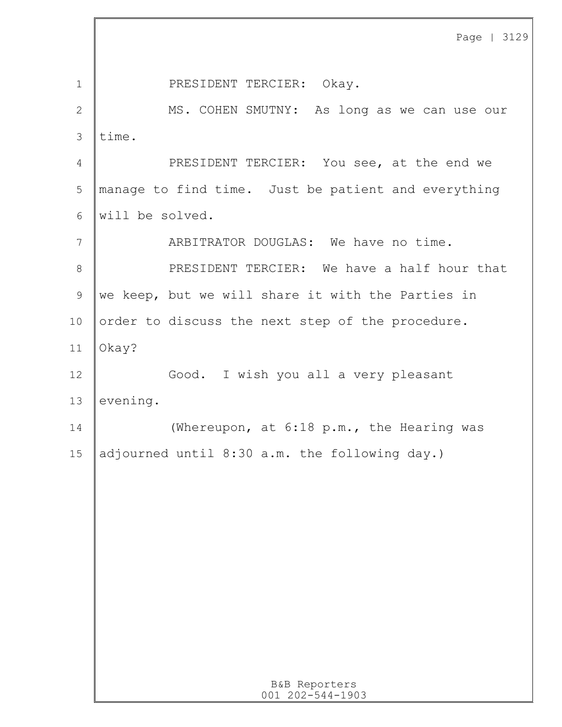PRESIDENT TERCIER: Okay.

MS. COHEN SMUTNY: As long as we can use our time.

PRESIDENT TERCIER: You see, at the end we manage to find time. Just be patient and everything will be solved.

ARBITRATOR DOUGLAS: We have no time.

PRESIDENT TERCIER: We have a half hour that we keep, but we will share it with the Parties in order to discuss the next step of the procedure. Okay?

Good. I wish you all a very pleasant evening.

(Whereupon, at 6:18 p.m., the Hearing was adjourned until 8:30 a.m. the following day.)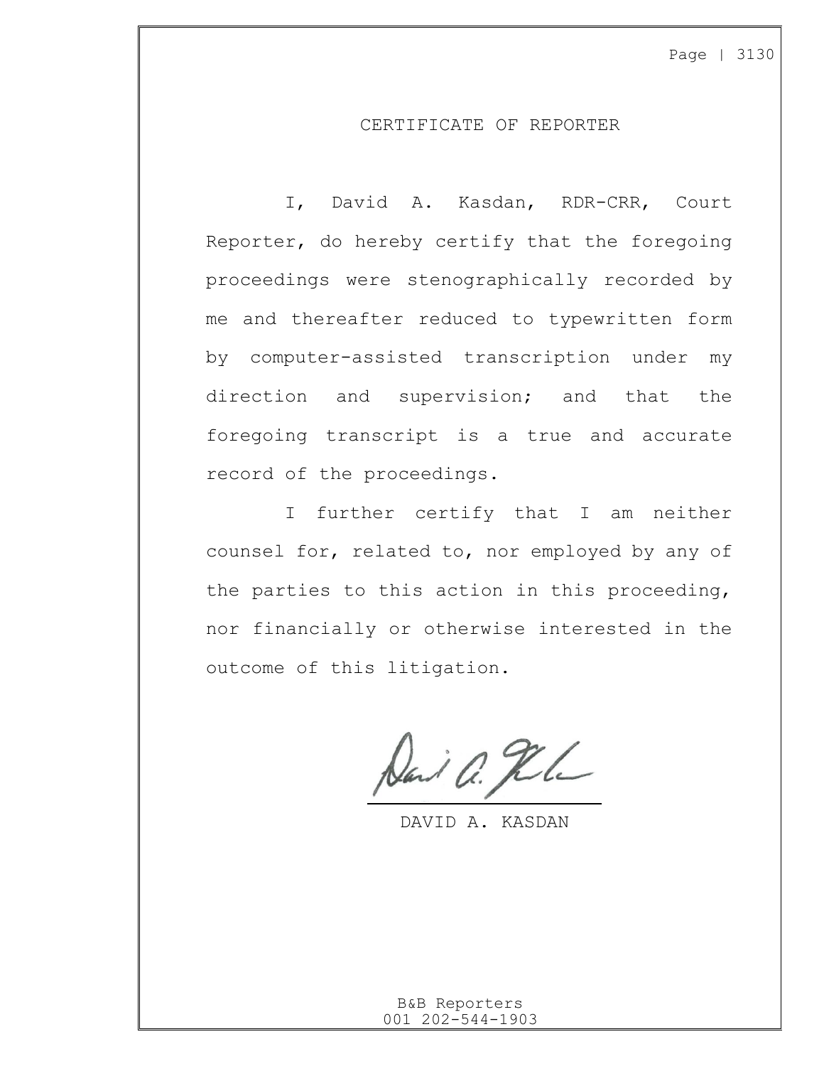# CERTIFICATE OF REPORTER

I, David A. Kasdan, RDR-CRR, Court Reporter, do hereby certify that the foregoing proceedings were stenographically recorded by me and thereafter reduced to typewritten form by computer-assisted transcription under my direction and supervision; and that the foregoing transcript is a true and accurate record of the proceedings.

I further certify that I am neither counsel for, related to, nor employed by any of the parties to this action in this proceeding, nor financially or otherwise interested in the outcome of this litigation.

DAVID A. KASDAN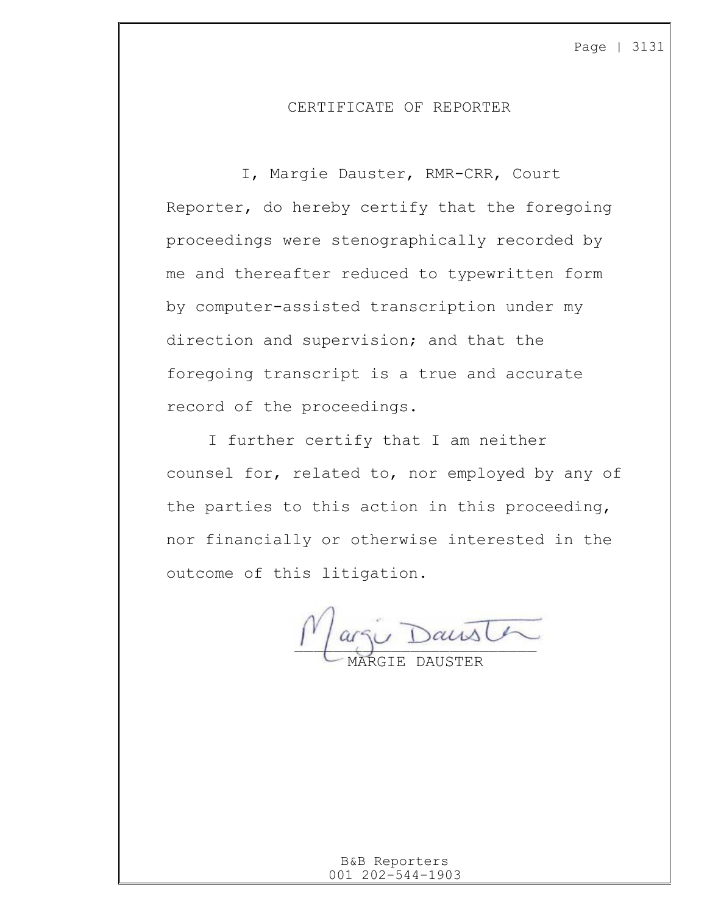# CERTIFICATE OF REPORTER

I, Margie Dauster, RMR-CRR, Court Reporter, do hereby certify that the foregoing proceedings were stenographically recorded by me and thereafter reduced to typewritten form by computer-assisted transcription under my direction and supervision; and that the foregoing transcript is a true and accurate record of the proceedings.

I further certify that I am neither counsel for, related to, nor employed by any of the parties to this action in this proceeding, nor financially or otherwise interested in the outcome of this litigation.

Margie Dauster

MARGIE DAUSTER

B&B Reporters
001 202-544-1903